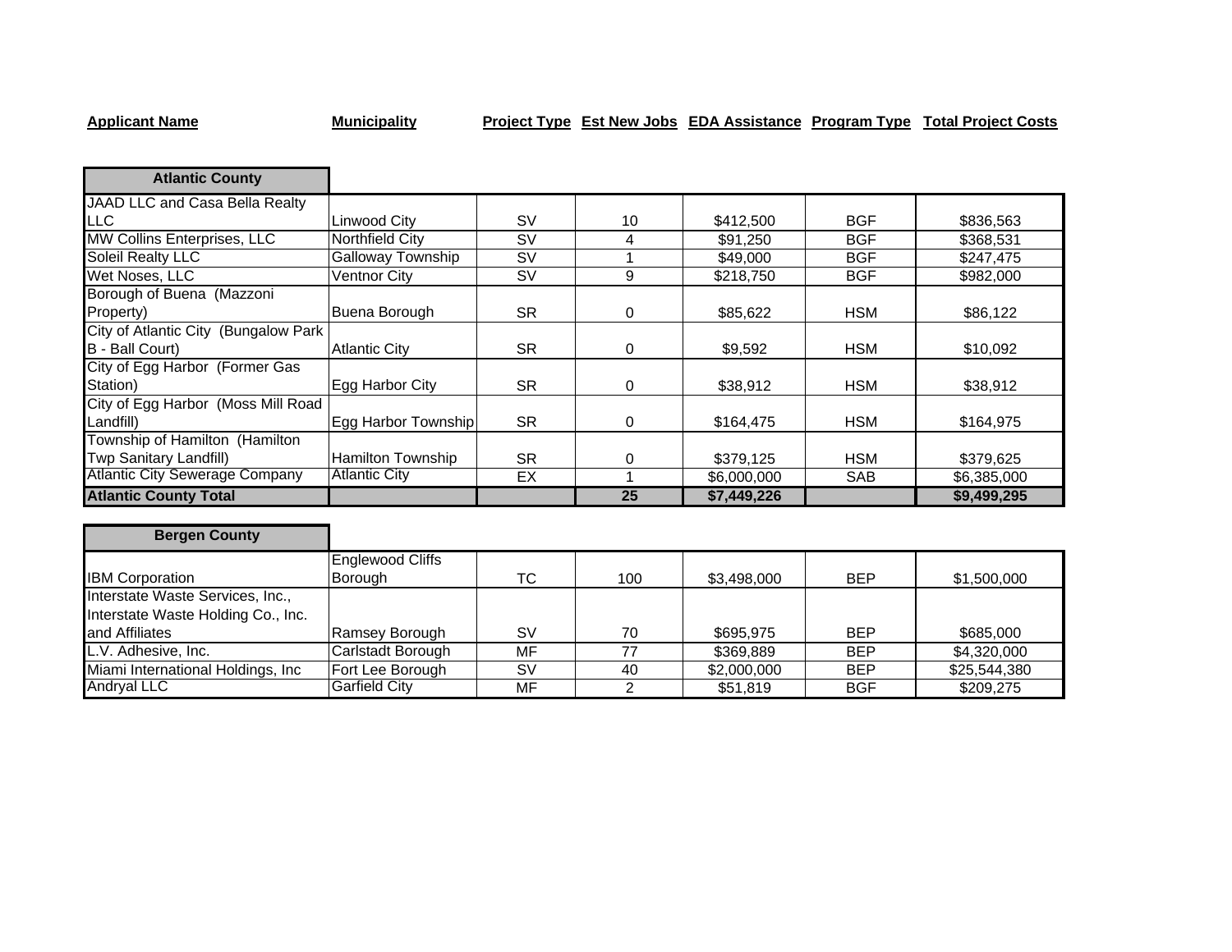| Applicant Name | Municipality | Project Type | Est New Jobs | EDA Assistance | Program Type | Total Project Costs |
|---|---|---|---|---|---|---|
| **Atlantic County** | | | | | | |
| JAAD LLC and Casa Bella Realty LLC | Linwood City | SV | 10 | $412,500 | BGF | $836,563 |
| MW Collins Enterprises, LLC | Northfield City | SV | 4 | $91,250 | BGF | $368,531 |
| Soleil Realty LLC | Galloway Township | SV | 1 | $49,000 | BGF | $247,475 |
| Wet Noses, LLC | Ventnor City | SV | 9 | $218,750 | BGF | $982,000 |
| Borough of Buena (Mazzoni Property) | Buena Borough | SR | 0 | $85,622 | HSM | $86,122 |
| City of Atlantic City (Bungalow Park B - Ball Court) | Atlantic City | SR | 0 | $9,592 | HSM | $10,092 |
| City of Egg Harbor (Former Gas Station) | Egg Harbor City | SR | 0 | $38,912 | HSM | $38,912 |
| City of Egg Harbor (Moss Mill Road Landfill) | Egg Harbor Township | SR | 0 | $164,475 | HSM | $164,975 |
| Township of Hamilton (Hamilton Twp Sanitary Landfill) | Hamilton Township | SR | 0 | $379,125 | HSM | $379,625 |
| Atlantic City Sewerage Company | Atlantic City | EX | 1 | $6,000,000 | SAB | $6,385,000 |
| **Atlantic County Total** | | | **25** | **$7,449,226** | | **$9,499,295** |
| **Bergen County** | | | | | | |
| IBM Corporation | Englewood Cliffs Borough | TC | 100 | $3,498,000 | BEP | $1,500,000 |
| Interstate Waste Services, Inc., Interstate Waste Holding Co., Inc. and Affiliates | Ramsey Borough | SV | 70 | $695,975 | BEP | $685,000 |
| L.V. Adhesive, Inc. | Carlstadt Borough | MF | 77 | $369,889 | BEP | $4,320,000 |
| Miami International Holdings, Inc | Fort Lee Borough | SV | 40 | $2,000,000 | BEP | $25,544,380 |
| Andryal LLC | Garfield City | MF | 2 | $51,819 | BGF | $209,275 |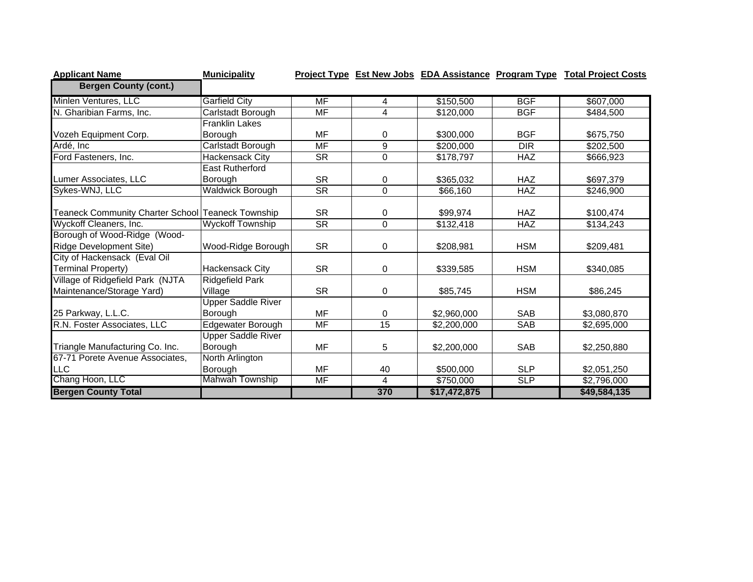| Applicant Name | Municipality | Project Type | Est New Jobs | EDA Assistance | Program Type | Total Project Costs |
|---|---|---|---|---|---|---|
| **Bergen County (cont.)** | | | | | | |
| Minlen Ventures, LLC | Garfield City | MF | 4 | $150,500 | BGF | $607,000 |
| N. Gharibian Farms, Inc. | Carlstadt Borough | MF | 4 | $120,000 | BGF | $484,500 |
| Vozeh Equipment Corp. | Franklin Lakes Borough | MF | 0 | $300,000 | BGF | $675,750 |
| Ardé, Inc | Carlstadt Borough | MF | 9 | $200,000 | DIR | $202,500 |
| Ford Fasteners, Inc. | Hackensack City | SR | 0 | $178,797 | HAZ | $666,923 |
| Lumer Associates, LLC | East Rutherford Borough | SR | 0 | $365,032 | HAZ | $697,379 |
| Sykes-WNJ, LLC | Waldwick Borough | SR | 0 | $66,160 | HAZ | $246,900 |
| Teaneck Community Charter School | Teaneck Township | SR | 0 | $99,974 | HAZ | $100,474 |
| Wyckoff Cleaners, Inc. | Wyckoff Township | SR | 0 | $132,418 | HAZ | $134,243 |
| Borough of Wood-Ridge (Wood-Ridge Development Site) | Wood-Ridge Borough | SR | 0 | $208,981 | HSM | $209,481 |
| City of Hackensack (Eval Oil Terminal Property) | Hackensack City | SR | 0 | $339,585 | HSM | $340,085 |
| Village of Ridgefield Park (NJTA Maintenance/Storage Yard) | Ridgefield Park Village | SR | 0 | $85,745 | HSM | $86,245 |
| 25 Parkway, L.L.C. | Upper Saddle River Borough | MF | 0 | $2,960,000 | SAB | $3,080,870 |
| R.N. Foster Associates, LLC | Edgewater Borough | MF | 15 | $2,200,000 | SAB | $2,695,000 |
| Triangle Manufacturing Co. Inc. | Upper Saddle River Borough | MF | 5 | $2,200,000 | SAB | $2,250,880 |
| 67-71 Porete Avenue Associates, LLC | North Arlington Borough | MF | 40 | $500,000 | SLP | $2,051,250 |
| Chang Hoon, LLC | Mahwah Township | MF | 4 | $750,000 | SLP | $2,796,000 |
| **Bergen County Total** | | | **370** | **$17,472,875** | | **$49,584,135** |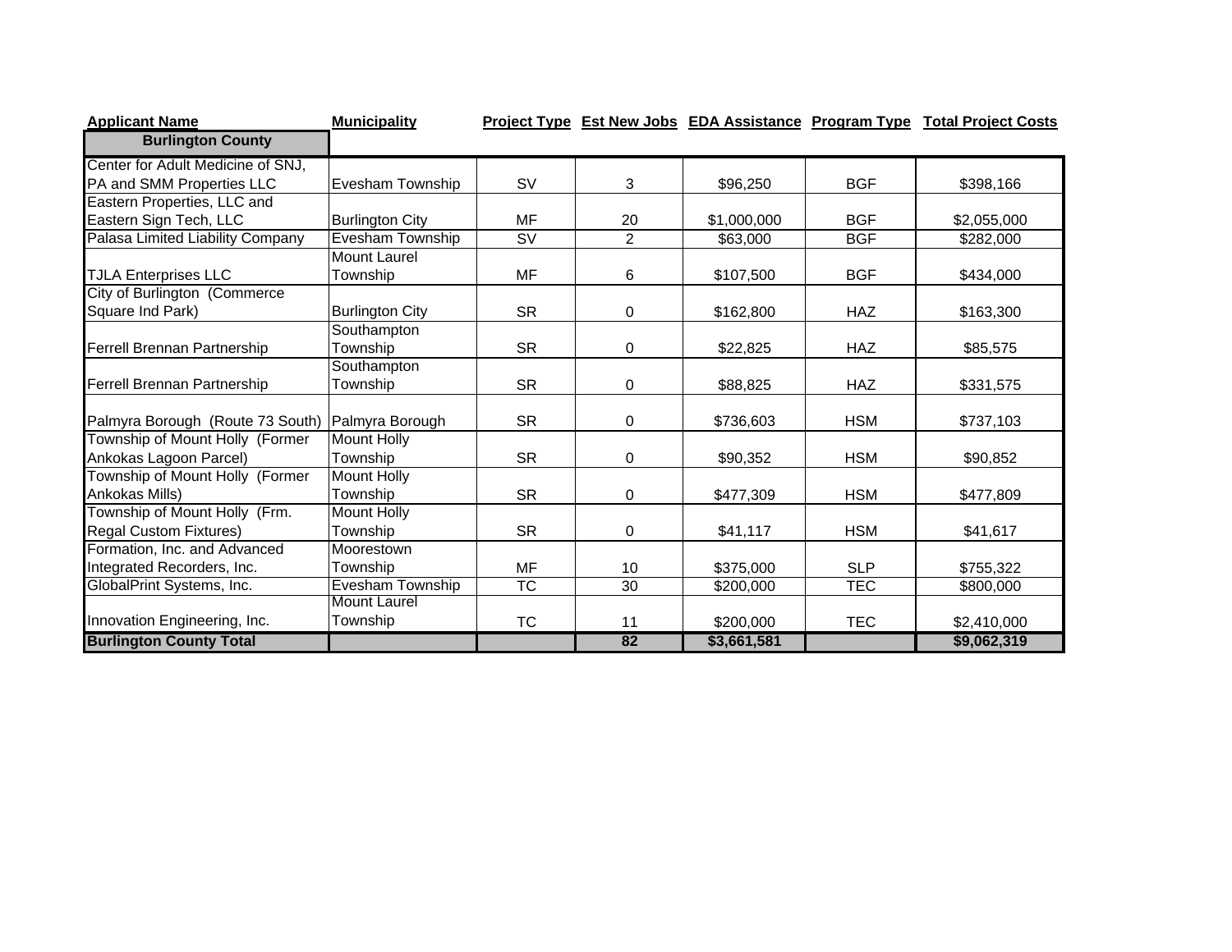| Applicant Name | Municipality | Project Type | Est New Jobs | EDA Assistance | Program Type | Total Project Costs |
|---|---|---|---|---|---|---|
| **Burlington County** | | | | | | |
| Center for Adult Medicine of SNJ, PA and SMM Properties LLC | Evesham Township | SV | 3 | $96,250 | BGF | $398,166 |
| Eastern Properties, LLC and Eastern Sign Tech, LLC | Burlington City | MF | 20 | $1,000,000 | BGF | $2,055,000 |
| Palasa Limited Liability Company | Evesham Township | SV | 2 | $63,000 | BGF | $282,000 |
| TJLA Enterprises LLC | Mount Laurel Township | MF | 6 | $107,500 | BGF | $434,000 |
| City of Burlington (Commerce Square Ind Park) | Burlington City | SR | 0 | $162,800 | HAZ | $163,300 |
| Ferrell Brennan Partnership | Southampton Township | SR | 0 | $22,825 | HAZ | $85,575 |
| Ferrell Brennan Partnership | Southampton Township | SR | 0 | $88,825 | HAZ | $331,575 |
| Palmyra Borough (Route 73 South) | Palmyra Borough | SR | 0 | $736,603 | HSM | $737,103 |
| Township of Mount Holly (Former Ankokas Lagoon Parcel) | Mount Holly Township | SR | 0 | $90,352 | HSM | $90,852 |
| Township of Mount Holly (Former Ankokas Mills) | Mount Holly Township | SR | 0 | $477,309 | HSM | $477,809 |
| Township of Mount Holly (Frm. Regal Custom Fixtures) | Mount Holly Township | SR | 0 | $41,117 | HSM | $41,617 |
| Formation, Inc. and Advanced Integrated Recorders, Inc. | Moorestown Township | MF | 10 | $375,000 | SLP | $755,322 |
| GlobalPrint Systems, Inc. | Evesham Township | TC | 30 | $200,000 | TEC | $800,000 |
| Innovation Engineering, Inc. | Mount Laurel Township | TC | 11 | $200,000 | TEC | $2,410,000 |
| **Burlington County Total** | | | **82** | **$3,661,581** | | **$9,062,319** |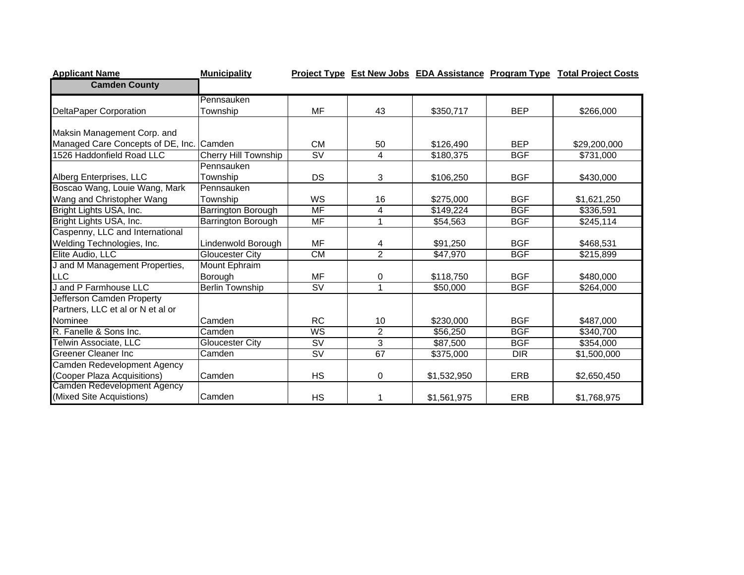| Applicant Name | Municipality | Project Type | Est New Jobs | EDA Assistance | Program Type | Total Project Costs |
|---|---|---|---|---|---|---|
| **Camden County** | | | | | | |
| DeltaPaper Corporation | Pennsauken Township | MF | 43 | $350,717 | BEP | $266,000 |
| Maksin Management Corp. and Managed Care Concepts of DE, Inc. | Camden | CM | 50 | $126,490 | BEP | $29,200,000 |
| 1526 Haddonfield Road LLC | Cherry Hill Township | SV | 4 | $180,375 | BGF | $731,000 |
| Alberg Enterprises, LLC | Pennsauken Township | DS | 3 | $106,250 | BGF | $430,000 |
| Boscao Wang, Louie Wang, Mark Wang and Christopher Wang | Pennsauken Township | WS | 16 | $275,000 | BGF | $1,621,250 |
| Bright Lights USA, Inc. | Barrington Borough | MF | 4 | $149,224 | BGF | $336,591 |
| Bright Lights USA, Inc. | Barrington Borough | MF | 1 | $54,563 | BGF | $245,114 |
| Caspenny, LLC and International Welding Technologies, Inc. | Lindenwold Borough | MF | 4 | $91,250 | BGF | $468,531 |
| Elite Audio, LLC | Gloucester City | CM | 2 | $47,970 | BGF | $215,899 |
| J and M Management Properties, LLC | Mount Ephraim Borough | MF | 0 | $118,750 | BGF | $480,000 |
| J and P Farmhouse LLC | Berlin Township | SV | 1 | $50,000 | BGF | $264,000 |
| Jefferson Camden Property Partners, LLC et al or N et al or Nominee | Camden | RC | 10 | $230,000 | BGF | $487,000 |
| R. Fanelle & Sons Inc. | Camden | WS | 2 | $56,250 | BGF | $340,700 |
| Telwin Associate, LLC | Gloucester City | SV | 3 | $87,500 | BGF | $354,000 |
| Greener Cleaner Inc | Camden | SV | 67 | $375,000 | DIR | $1,500,000 |
| Camden Redevelopment Agency (Cooper Plaza Acquisitions) | Camden | HS | 0 | $1,532,950 | ERB | $2,650,450 |
| Camden Redevelopment Agency (Mixed Site Acquistions) | Camden | HS | 1 | $1,561,975 | ERB | $1,768,975 |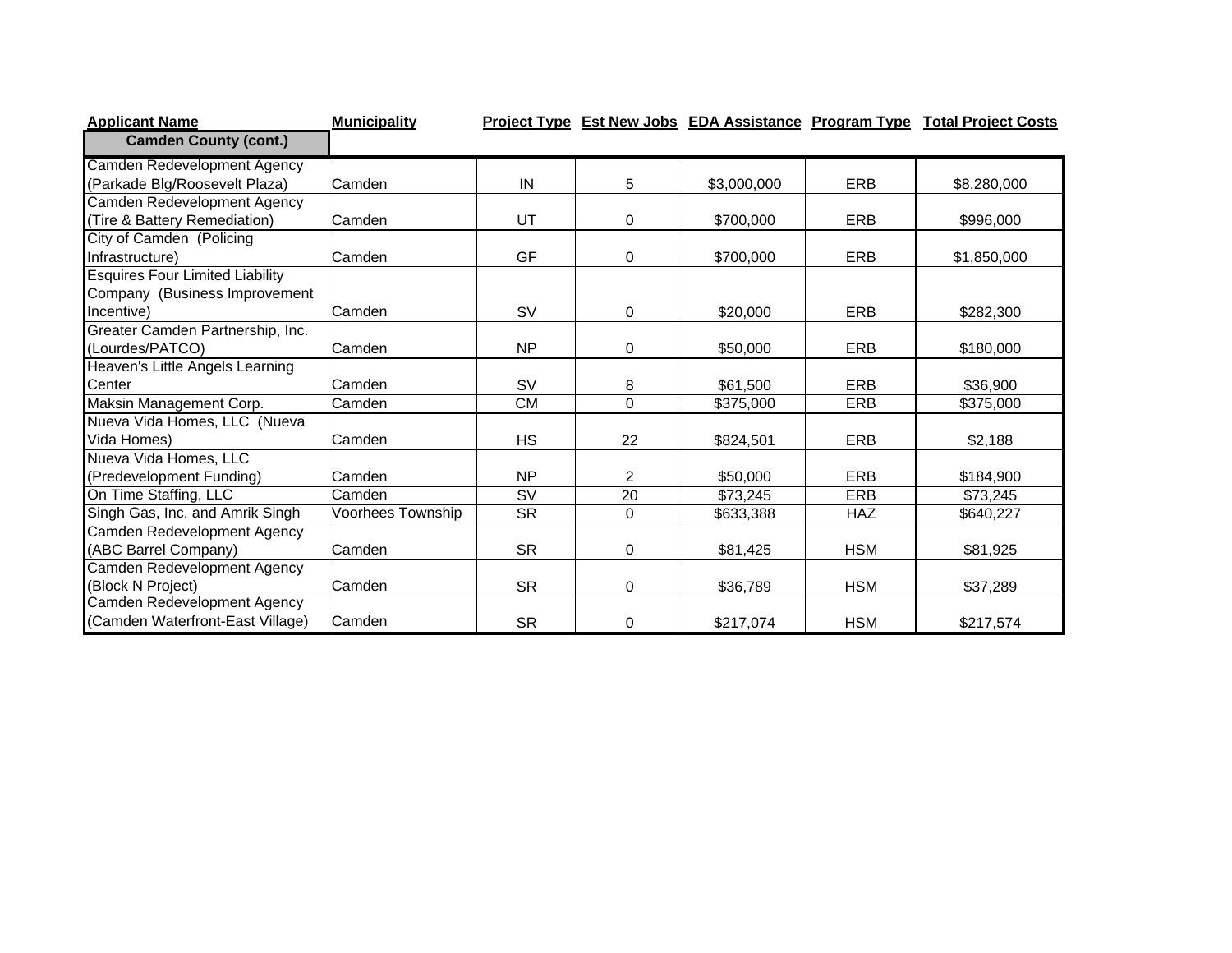| Applicant Name | Municipality | Project Type | Est New Jobs | EDA Assistance | Program Type | Total Project Costs |
|---|---|---|---|---|---|---|
| **Camden County (cont.)** | | | | | | |
| Camden Redevelopment Agency (Parkade Blg/Roosevelt Plaza) | Camden | IN | 5 | $3,000,000 | ERB | $8,280,000 |
| Camden Redevelopment Agency (Tire & Battery Remediation) | Camden | UT | 0 | $700,000 | ERB | $996,000 |
| City of Camden (Policing Infrastructure) | Camden | GF | 0 | $700,000 | ERB | $1,850,000 |
| Esquires Four Limited Liability Company (Business Improvement Incentive) | Camden | SV | 0 | $20,000 | ERB | $282,300 |
| Greater Camden Partnership, Inc. (Lourdes/PATCO) | Camden | NP | 0 | $50,000 | ERB | $180,000 |
| Heaven's Little Angels Learning Center | Camden | SV | 8 | $61,500 | ERB | $36,900 |
| Maksin Management Corp. | Camden | CM | 0 | $375,000 | ERB | $375,000 |
| Nueva Vida Homes, LLC (Nueva Vida Homes) | Camden | HS | 22 | $824,501 | ERB | $2,188 |
| Nueva Vida Homes, LLC (Predevelopment Funding) | Camden | NP | 2 | $50,000 | ERB | $184,900 |
| On Time Staffing, LLC | Camden | SV | 20 | $73,245 | ERB | $73,245 |
| Singh Gas, Inc. and Amrik Singh | Voorhees Township | SR | 0 | $633,388 | HAZ | $640,227 |
| Camden Redevelopment Agency (ABC Barrel Company) | Camden | SR | 0 | $81,425 | HSM | $81,925 |
| Camden Redevelopment Agency (Block N Project) | Camden | SR | 0 | $36,789 | HSM | $37,289 |
| Camden Redevelopment Agency (Camden Waterfront-East Village) | Camden | SR | 0 | $217,074 | HSM | $217,574 |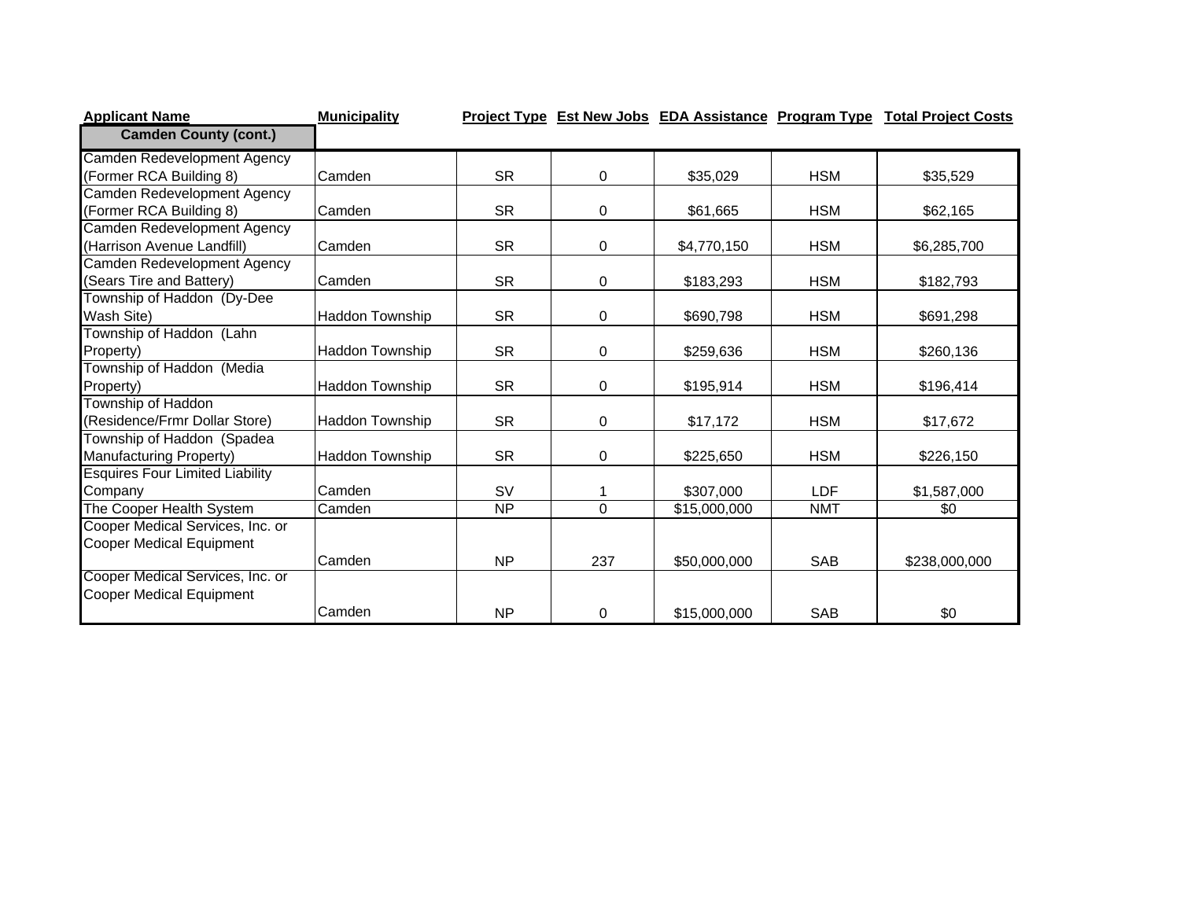| Applicant Name | Municipality | Project Type | Est New Jobs | EDA Assistance | Program Type | Total Project Costs |
|---|---|---|---|---|---|---|
| **Camden County (cont.)** | | | | | | |
| Camden Redevelopment Agency (Former RCA Building 8) | Camden | SR | 0 | $35,029 | HSM | $35,529 |
| Camden Redevelopment Agency (Former RCA Building 8) | Camden | SR | 0 | $61,665 | HSM | $62,165 |
| Camden Redevelopment Agency (Harrison Avenue Landfill) | Camden | SR | 0 | $4,770,150 | HSM | $6,285,700 |
| Camden Redevelopment Agency (Sears Tire and Battery) | Camden | SR | 0 | $183,293 | HSM | $182,793 |
| Township of Haddon (Dy-Dee Wash Site) | Haddon Township | SR | 0 | $690,798 | HSM | $691,298 |
| Township of Haddon (Lahn Property) | Haddon Township | SR | 0 | $259,636 | HSM | $260,136 |
| Township of Haddon (Media Property) | Haddon Township | SR | 0 | $195,914 | HSM | $196,414 |
| Township of Haddon (Residence/Frmr Dollar Store) | Haddon Township | SR | 0 | $17,172 | HSM | $17,672 |
| Township of Haddon (Spadea Manufacturing Property) | Haddon Township | SR | 0 | $225,650 | HSM | $226,150 |
| Esquires Four Limited Liability Company | Camden | SV | 1 | $307,000 | LDF | $1,587,000 |
| The Cooper Health System | Camden | NP | 0 | $15,000,000 | NMT | $0 |
| Cooper Medical Services, Inc. or Cooper Medical Equipment | Camden | NP | 237 | $50,000,000 | SAB | $238,000,000 |
| Cooper Medical Services, Inc. or Cooper Medical Equipment | Camden | NP | 0 | $15,000,000 | SAB | $0 |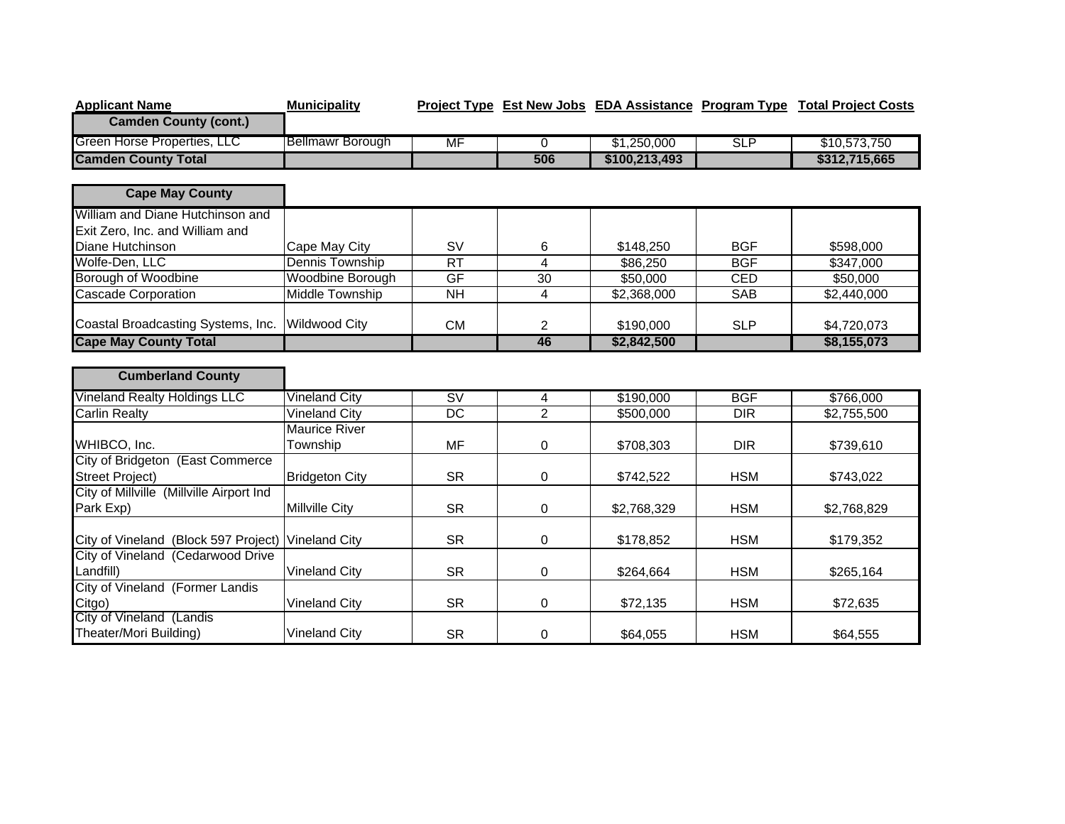| Applicant Name | Municipality | Project Type | Est New Jobs | EDA Assistance | Program Type | Total Project Costs |
|---|---|---|---|---|---|---|
| **Camden County (cont.)** | | | | | | |
| Green Horse Properties, LLC | Bellmawr Borough | MF | 0 | $1,250,000 | SLP | $10,573,750 |
| **Camden County Total** | | | **506** | **$100,213,493** | | **$312,715,665** |
| | | | | | | |
| **Cape May County** | | | | | | |
| William and Diane Hutchinson and Exit Zero, Inc. and William and Diane Hutchinson | Cape May City | SV | 6 | $148,250 | BGF | $598,000 |
| Wolfe-Den, LLC | Dennis Township | RT | 4 | $86,250 | BGF | $347,000 |
| Borough of Woodbine | Woodbine Borough | GF | 30 | $50,000 | CED | $50,000 |
| Cascade Corporation | Middle Township | NH | 4 | $2,368,000 | SAB | $2,440,000 |
| Coastal Broadcasting Systems, Inc. | Wildwood City | CM | 2 | $190,000 | SLP | $4,720,073 |
| **Cape May County Total** | | | **46** | **$2,842,500** | | **$8,155,073** |
| | | | | | | |
| **Cumberland County** | | | | | | |
| Vineland Realty Holdings LLC | Vineland City | SV | 4 | $190,000 | BGF | $766,000 |
| Carlin Realty | Vineland City | DC | 2 | $500,000 | DIR | $2,755,500 |
| WHIBCO, Inc. | Maurice River Township | MF | 0 | $708,303 | DIR | $739,610 |
| City of Bridgeton (East Commerce Street Project) | Bridgeton City | SR | 0 | $742,522 | HSM | $743,022 |
| City of Millville (Millville Airport Ind Park Exp) | Millville City | SR | 0 | $2,768,329 | HSM | $2,768,829 |
| City of Vineland (Block 597 Project) | Vineland City | SR | 0 | $178,852 | HSM | $179,352 |
| City of Vineland (Cedarwood Drive Landfill) | Vineland City | SR | 0 | $264,664 | HSM | $265,164 |
| City of Vineland (Former Landis Citgo) | Vineland City | SR | 0 | $72,135 | HSM | $72,635 |
| City of Vineland (Landis Theater/Mori Building) | Vineland City | SR | 0 | $64,055 | HSM | $64,555 |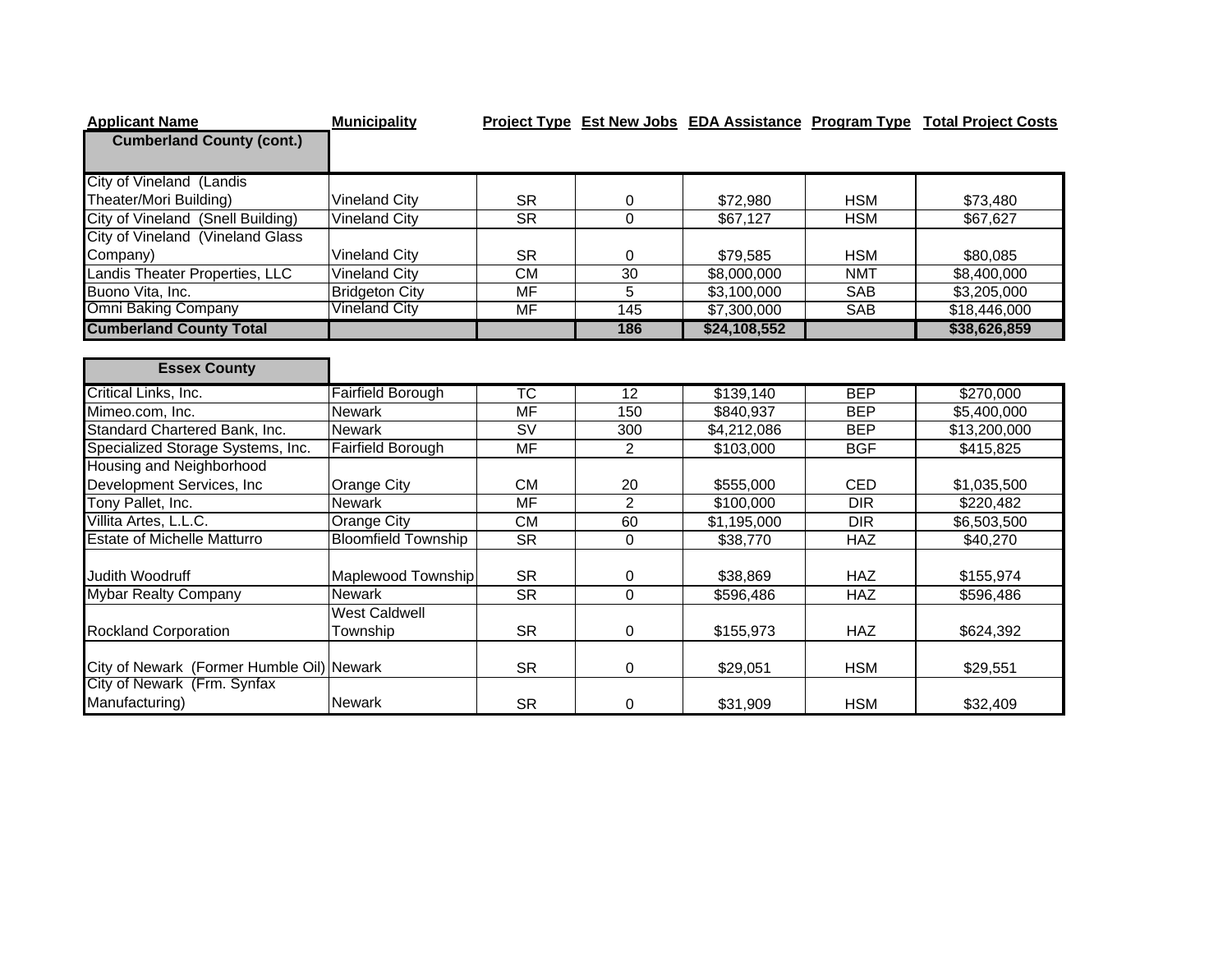| Applicant Name | Municipality | Project Type | Est New Jobs | EDA Assistance | Program Type | Total Project Costs |
|---|---|---|---|---|---|---|
| **Cumberland County (cont.)** | | | | | | |
| City of Vineland (Landis Theater/Mori Building) | Vineland City | SR | 0 | $72,980 | HSM | $73,480 |
| City of Vineland (Snell Building) | Vineland City | SR | 0 | $67,127 | HSM | $67,627 |
| City of Vineland (Vineland Glass Company) | Vineland City | SR | 0 | $79,585 | HSM | $80,085 |
| Landis Theater Properties, LLC | Vineland City | CM | 30 | $8,000,000 | NMT | $8,400,000 |
| Buono Vita, Inc. | Bridgeton City | MF | 5 | $3,100,000 | SAB | $3,205,000 |
| Omni Baking Company | Vineland City | MF | 145 | $7,300,000 | SAB | $18,446,000 |
| **Cumberland County Total** | | | **186** | **$24,108,552** | | **$38,626,859** |
| **Essex County** | | | | | | |
| Critical Links, Inc. | Fairfield Borough | TC | 12 | $139,140 | BEP | $270,000 |
| Mimeo.com, Inc. | Newark | MF | 150 | $840,937 | BEP | $5,400,000 |
| Standard Chartered Bank, Inc. | Newark | SV | 300 | $4,212,086 | BEP | $13,200,000 |
| Specialized Storage Systems, Inc. | Fairfield Borough | MF | 2 | $103,000 | BGF | $415,825 |
| Housing and Neighborhood Development Services, Inc | Orange City | CM | 20 | $555,000 | CED | $1,035,500 |
| Tony Pallet, Inc. | Newark | MF | 2 | $100,000 | DIR | $220,482 |
| Villita Artes, L.L.C. | Orange City | CM | 60 | $1,195,000 | DIR | $6,503,500 |
| Estate of Michelle Matturro | Bloomfield Township | SR | 0 | $38,770 | HAZ | $40,270 |
| Judith Woodruff | Maplewood Township | SR | 0 | $38,869 | HAZ | $155,974 |
| Mybar Realty Company | Newark | SR | 0 | $596,486 | HAZ | $596,486 |
| Rockland Corporation | West Caldwell Township | SR | 0 | $155,973 | HAZ | $624,392 |
| City of Newark (Former Humble Oil) | Newark | SR | 0 | $29,051 | HSM | $29,551 |
| City of Newark (Frm. Synfax Manufacturing) | Newark | SR | 0 | $31,909 | HSM | $32,409 |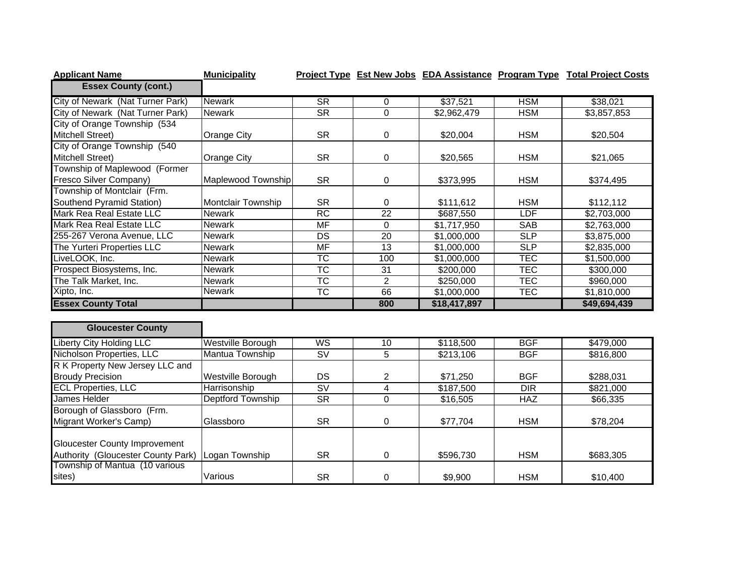| Applicant Name | Municipality | Project Type | Est New Jobs | EDA Assistance | Program Type | Total Project Costs |
|---|---|---|---|---|---|---|
| **Essex County (cont.)** | | | | | | |
| City of Newark (Nat Turner Park) | Newark | SR | 0 | $37,521 | HSM | $38,021 |
| City of Newark (Nat Turner Park) | Newark | SR | 0 | $2,962,479 | HSM | $3,857,853 |
| City of Orange Township (534 Mitchell Street) | Orange City | SR | 0 | $20,004 | HSM | $20,504 |
| City of Orange Township (540 Mitchell Street) | Orange City | SR | 0 | $20,565 | HSM | $21,065 |
| Township of Maplewood (Former Fresco Silver Company) | Maplewood Township | SR | 0 | $373,995 | HSM | $374,495 |
| Township of Montclair (Frm. Southend Pyramid Station) | Montclair Township | SR | 0 | $111,612 | HSM | $112,112 |
| Mark Rea Real Estate LLC | Newark | RC | 22 | $687,550 | LDF | $2,703,000 |
| Mark Rea Real Estate LLC | Newark | MF | 0 | $1,717,950 | SAB | $2,763,000 |
| 255-267 Verona Avenue, LLC | Newark | DS | 20 | $1,000,000 | SLP | $3,875,000 |
| The Yurteri Properties LLC | Newark | MF | 13 | $1,000,000 | SLP | $2,835,000 |
| LiveLOOK, Inc. | Newark | TC | 100 | $1,000,000 | TEC | $1,500,000 |
| Prospect Biosystems, Inc. | Newark | TC | 31 | $200,000 | TEC | $300,000 |
| The Talk Market, Inc. | Newark | TC | 2 | $250,000 | TEC | $960,000 |
| Xipto, Inc. | Newark | TC | 66 | $1,000,000 | TEC | $1,810,000 |
| **Essex County Total** | | | **800** | **$18,417,897** | | **$49,694,439** |

| Applicant Name | Municipality | Project Type | Est New Jobs | EDA Assistance | Program Type | Total Project Costs |
|---|---|---|---|---|---|---|
| **Gloucester County** | | | | | | |
| Liberty City Holding LLC | Westville Borough | WS | 10 | $118,500 | BGF | $479,000 |
| Nicholson Properties, LLC | Mantua Township | SV | 5 | $213,106 | BGF | $816,800 |
| R K Property New Jersey LLC and Broudy Precision | Westville Borough | DS | 2 | $71,250 | BGF | $288,031 |
| ECL Properties, LLC | Harrisonship | SV | 4 | $187,500 | DIR | $821,000 |
| James Helder | Deptford Township | SR | 0 | $16,505 | HAZ | $66,335 |
| Borough of Glassboro (Frm. Migrant Worker's Camp) | Glassboro | SR | 0 | $77,704 | HSM | $78,204 |
| Gloucester County Improvement Authority (Gloucester County Park) | Logan Township | SR | 0 | $596,730 | HSM | $683,305 |
| Township of Mantua (10 various sites) | Various | SR | 0 | $9,900 | HSM | $10,400 |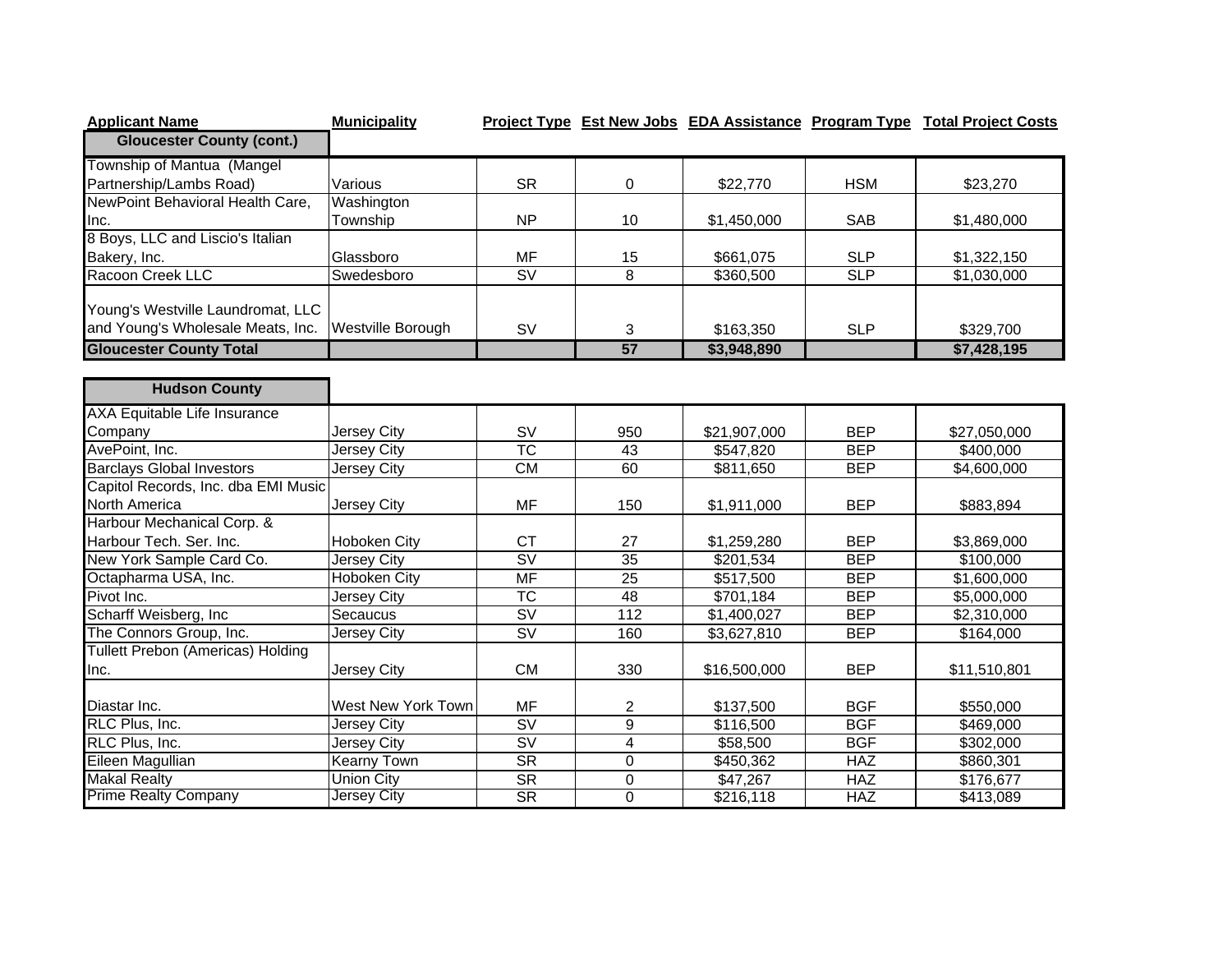| Applicant Name | Municipality | Project Type | Est New Jobs | EDA Assistance | Program Type | Total Project Costs |
|---|---|---|---|---|---|---|
| **Gloucester County (cont.)** | | | | | | |
| Township of Mantua (Mangel Partnership/Lambs Road) | Various | SR | 0 | $22,770 | HSM | $23,270 |
| NewPoint Behavioral Health Care, Inc. | Washington Township | NP | 10 | $1,450,000 | SAB | $1,480,000 |
| 8 Boys, LLC and Liscio's Italian Bakery, Inc. | Glassboro | MF | 15 | $661,075 | SLP | $1,322,150 |
| Racoon Creek LLC | Swedesboro | SV | 8 | $360,500 | SLP | $1,030,000 |
| Young's Westville Laundromat, LLC and Young's Wholesale Meats, Inc. | Westville Borough | SV | 3 | $163,350 | SLP | $329,700 |
| **Gloucester County Total** | | | **57** | **$3,948,890** | | **$7,428,195** |

| Applicant Name | Municipality | Project Type | Est New Jobs | EDA Assistance | Program Type | Total Project Costs |
|---|---|---|---|---|---|---|
| **Hudson County** | | | | | | |
| AXA Equitable Life Insurance Company | Jersey City | SV | 950 | $21,907,000 | BEP | $27,050,000 |
| AvePoint, Inc. | Jersey City | TC | 43 | $547,820 | BEP | $400,000 |
| Barclays Global Investors | Jersey City | CM | 60 | $811,650 | BEP | $4,600,000 |
| Capitol Records, Inc. dba EMI Music North America | Jersey City | MF | 150 | $1,911,000 | BEP | $883,894 |
| Harbour Mechanical Corp. & Harbour Tech. Ser. Inc. | Hoboken City | CT | 27 | $1,259,280 | BEP | $3,869,000 |
| New York Sample Card Co. | Jersey City | SV | 35 | $201,534 | BEP | $100,000 |
| Octapharma USA, Inc. | Hoboken City | MF | 25 | $517,500 | BEP | $1,600,000 |
| Pivot Inc. | Jersey City | TC | 48 | $701,184 | BEP | $5,000,000 |
| Scharff Weisberg, Inc | Secaucus | SV | 112 | $1,400,027 | BEP | $2,310,000 |
| The Connors Group, Inc. | Jersey City | SV | 160 | $3,627,810 | BEP | $164,000 |
| Tullett Prebon (Americas) Holding Inc. | Jersey City | CM | 330 | $16,500,000 | BEP | $11,510,801 |
| Diastar Inc. | West New York Town | MF | 2 | $137,500 | BGF | $550,000 |
| RLC Plus, Inc. | Jersey City | SV | 9 | $116,500 | BGF | $469,000 |
| RLC Plus, Inc. | Jersey City | SV | 4 | $58,500 | BGF | $302,000 |
| Eileen Magullian | Kearny Town | SR | 0 | $450,362 | HAZ | $860,301 |
| Makal Realty | Union City | SR | 0 | $47,267 | HAZ | $176,677 |
| Prime Realty Company | Jersey City | SR | 0 | $216,118 | HAZ | $413,089 |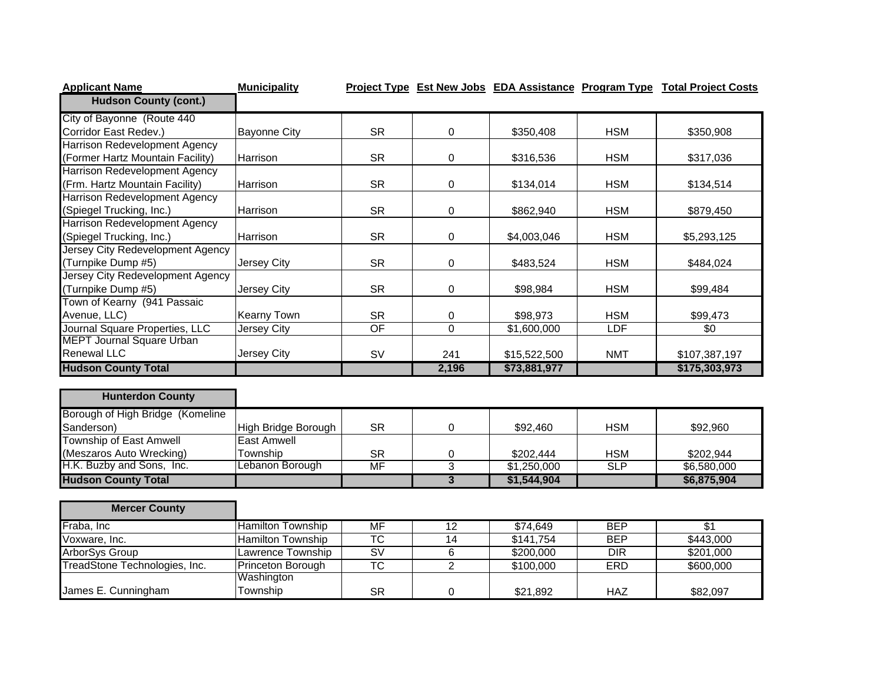| Applicant Name | Municipality | Project Type | Est New Jobs | EDA Assistance | Program Type | Total Project Costs |
|---|---|---|---|---|---|---|
| **Hudson County (cont.)** | | | | | | |
| City of Bayonne (Route 440 Corridor East Redev.) | Bayonne City | SR | 0 | $350,408 | HSM | $350,908 |
| Harrison Redevelopment Agency (Former Hartz Mountain Facility) | Harrison | SR | 0 | $316,536 | HSM | $317,036 |
| Harrison Redevelopment Agency (Frm. Hartz Mountain Facility) | Harrison | SR | 0 | $134,014 | HSM | $134,514 |
| Harrison Redevelopment Agency (Spiegel Trucking, Inc.) | Harrison | SR | 0 | $862,940 | HSM | $879,450 |
| Harrison Redevelopment Agency (Spiegel Trucking, Inc.) | Harrison | SR | 0 | $4,003,046 | HSM | $5,293,125 |
| Jersey City Redevelopment Agency (Turnpike Dump #5) | Jersey City | SR | 0 | $483,524 | HSM | $484,024 |
| Jersey City Redevelopment Agency (Turnpike Dump #5) | Jersey City | SR | 0 | $98,984 | HSM | $99,484 |
| Town of Kearny (941 Passaic Avenue, LLC) | Kearny Town | SR | 0 | $98,973 | HSM | $99,473 |
| Journal Square Properties, LLC | Jersey City | OF | 0 | $1,600,000 | LDF | $0 |
| MEPT Journal Square Urban Renewal LLC | Jersey City | SV | 241 | $15,522,500 | NMT | $107,387,197 |
| **Hudson County Total** | | | **2,196** | **$73,881,977** | | **$175,303,973** |
| | | | | | | |
| **Hunterdon County** | | | | | | |
| Borough of High Bridge (Komeline Sanderson) | High Bridge Borough | SR | 0 | $92,460 | HSM | $92,960 |
| Township of East Amwell (Meszaros Auto Wrecking) | East Amwell Township | SR | 0 | $202,444 | HSM | $202,944 |
| H.K. Buzby and Sons, Inc. | Lebanon Borough | MF | 3 | $1,250,000 | SLP | $6,580,000 |
| **Hudson County Total** | | | **3** | **$1,544,904** | | **$6,875,904** |
| | | | | | | |
| **Mercer County** | | | | | | |
| Fraba, Inc | Hamilton Township | MF | 12 | $74,649 | BEP | $1 |
| Voxware, Inc. | Hamilton Township | TC | 14 | $141,754 | BEP | $443,000 |
| ArborSys Group | Lawrence Township | SV | 6 | $200,000 | DIR | $201,000 |
| TreadStone Technologies, Inc. | Princeton Borough | TC | 2 | $100,000 | ERD | $600,000 |
| James E. Cunningham | Washington Township | SR | 0 | $21,892 | HAZ | $82,097 |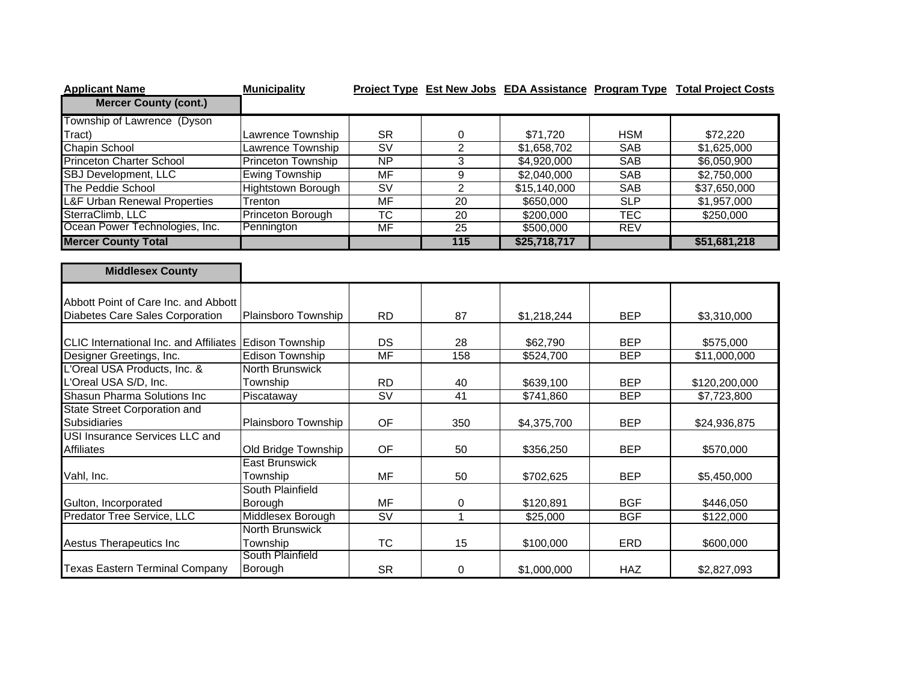| Applicant Name | Municipality | Project Type | Est New Jobs | EDA Assistance | Program Type | Total Project Costs |
|---|---|---|---|---|---|---|
| **Mercer County (cont.)** | | | | | | |
| Township of Lawrence (Dyson Tract) | Lawrence Township | SR | 0 | $71,720 | HSM | $72,220 |
| Chapin School | Lawrence Township | SV | 2 | $1,658,702 | SAB | $1,625,000 |
| Princeton Charter School | Princeton Township | NP | 3 | $4,920,000 | SAB | $6,050,900 |
| SBJ Development, LLC | Ewing Township | MF | 9 | $2,040,000 | SAB | $2,750,000 |
| The Peddie School | Hightstown Borough | SV | 2 | $15,140,000 | SAB | $37,650,000 |
| L&F Urban Renewal Properties | Trenton | MF | 20 | $650,000 | SLP | $1,957,000 |
| SterraClimb, LLC | Princeton Borough | TC | 20 | $200,000 | TEC | $250,000 |
| Ocean Power Technologies, Inc. | Pennington | MF | 25 | $500,000 | REV | |
| **Mercer County Total** | | | **115** | **$25,718,717** | | **$51,681,218** |

| Applicant Name | Municipality | Project Type | Est New Jobs | EDA Assistance | Program Type | Total Project Costs |
|---|---|---|---|---|---|---|
| **Middlesex County** | | | | | | |
| Abbott Point of Care Inc. and Abbott Diabetes Care Sales Corporation | Plainsboro Township | RD | 87 | $1,218,244 | BEP | $3,310,000 |
| CLIC International Inc. and Affiliates | Edison Township | DS | 28 | $62,790 | BEP | $575,000 |
| Designer Greetings, Inc. | Edison Township | MF | 158 | $524,700 | BEP | $11,000,000 |
| L'Oreal USA Products, Inc. & L'Oreal USA S/D, Inc. | North Brunswick Township | RD | 40 | $639,100 | BEP | $120,200,000 |
| Shasun Pharma Solutions Inc | Piscataway | SV | 41 | $741,860 | BEP | $7,723,800 |
| State Street Corporation and Subsidiaries | Plainsboro Township | OF | 350 | $4,375,700 | BEP | $24,936,875 |
| USI Insurance Services LLC and Affiliates | Old Bridge Township | OF | 50 | $356,250 | BEP | $570,000 |
| Vahl, Inc. | East Brunswick Township | MF | 50 | $702,625 | BEP | $5,450,000 |
| Gulton, Incorporated | South Plainfield Borough | MF | 0 | $120,891 | BGF | $446,050 |
| Predator Tree Service, LLC | Middlesex Borough | SV | 1 | $25,000 | BGF | $122,000 |
| Aestus Therapeutics Inc | North Brunswick Township | TC | 15 | $100,000 | ERD | $600,000 |
| Texas Eastern Terminal Company | South Plainfield Borough | SR | 0 | $1,000,000 | HAZ | $2,827,093 |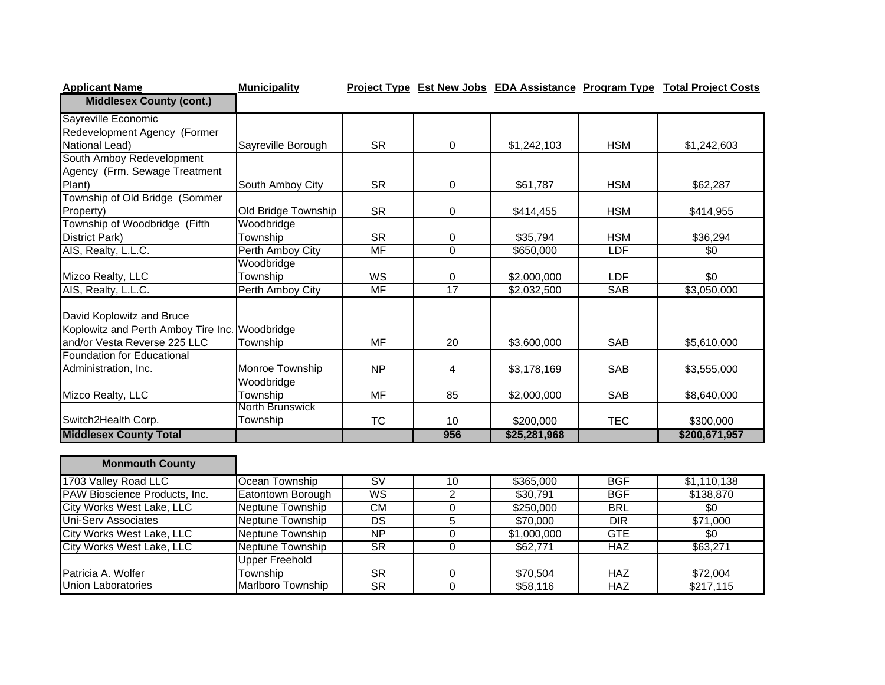| Applicant Name | Municipality | Project Type | Est New Jobs | EDA Assistance | Program Type | Total Project Costs |
|---|---|---|---|---|---|---|
| **Middlesex County (cont.)** | | | | | | |
| Sayreville Economic Redevelopment Agency (Former National Lead) | Sayreville Borough | SR | 0 | $1,242,103 | HSM | $1,242,603 |
| South Amboy Redevelopment Agency (Frm. Sewage Treatment Plant) | South Amboy City | SR | 0 | $61,787 | HSM | $62,287 |
| Township of Old Bridge (Sommer Property) | Old Bridge Township | SR | 0 | $414,455 | HSM | $414,955 |
| Township of Woodbridge (Fifth District Park) | Woodbridge Township | SR | 0 | $35,794 | HSM | $36,294 |
| AIS, Realty, L.L.C. | Perth Amboy City | MF | 0 | $650,000 | LDF | $0 |
| Mizco Realty, LLC | Woodbridge Township | WS | 0 | $2,000,000 | LDF | $0 |
| AIS, Realty, L.L.C. | Perth Amboy City | MF | 17 | $2,032,500 | SAB | $3,050,000 |
| David Koplowitz and Bruce Koplowitz and Perth Amboy Tire Inc. and/or Vesta Reverse 225 LLC | Woodbridge Township | MF | 20 | $3,600,000 | SAB | $5,610,000 |
| Foundation for Educational Administration, Inc. | Monroe Township | NP | 4 | $3,178,169 | SAB | $3,555,000 |
| Mizco Realty, LLC | Woodbridge Township | MF | 85 | $2,000,000 | SAB | $8,640,000 |
| Switch2Health Corp. | North Brunswick Township | TC | 10 | $200,000 | TEC | $300,000 |
| **Middlesex County Total** | | | **956** | **$25,281,968** | | **$200,671,957** |

| Applicant Name | Municipality | Project Type | Est New Jobs | EDA Assistance | Program Type | Total Project Costs |
|---|---|---|---|---|---|---|
| **Monmouth County** | | | | | | |
| 1703 Valley Road LLC | Ocean Township | SV | 10 | $365,000 | BGF | $1,110,138 |
| PAW Bioscience Products, Inc. | Eatontown Borough | WS | 2 | $30,791 | BGF | $138,870 |
| City Works West Lake, LLC | Neptune Township | CM | 0 | $250,000 | BRL | $0 |
| Uni-Serv Associates | Neptune Township | DS | 5 | $70,000 | DIR | $71,000 |
| City Works West Lake, LLC | Neptune Township | NP | 0 | $1,000,000 | GTE | $0 |
| City Works West Lake, LLC | Neptune Township | SR | 0 | $62,771 | HAZ | $63,271 |
| Patricia A. Wolfer | Upper Freehold Township | SR | 0 | $70,504 | HAZ | $72,004 |
| Union Laboratories | Marlboro Township | SR | 0 | $58,116 | HAZ | $217,115 |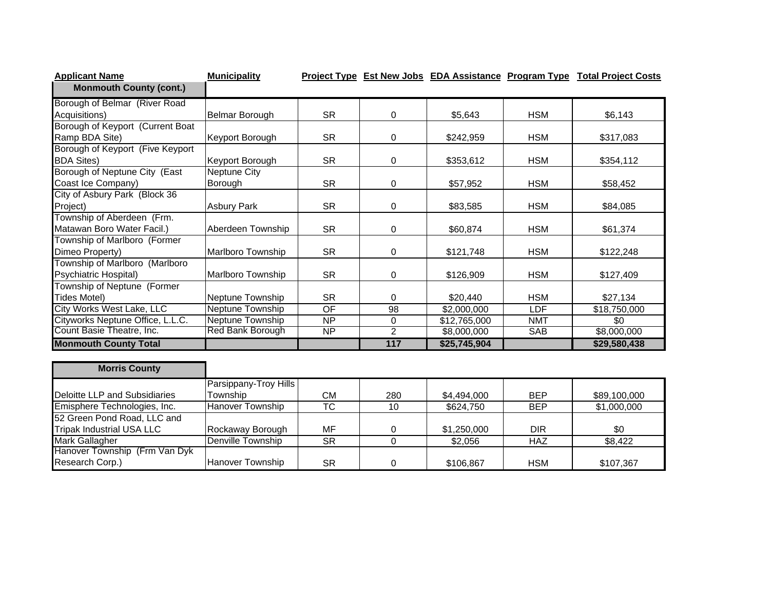| Applicant Name | Municipality | Project Type | Est New Jobs | EDA Assistance | Program Type | Total Project Costs |
| --- | --- | --- | --- | --- | --- | --- |
| **Monmouth County (cont.)** | | | | | | |
| Borough of Belmar (River Road Acquisitions) | Belmar Borough | SR | 0 | $5,643 | HSM | $6,143 |
| Borough of Keyport (Current Boat Ramp BDA Site) | Keyport Borough | SR | 0 | $242,959 | HSM | $317,083 |
| Borough of Keyport (Five Keyport BDA Sites) | Keyport Borough | SR | 0 | $353,612 | HSM | $354,112 |
| Borough of Neptune City (East Coast Ice Company) | Neptune City Borough | SR | 0 | $57,952 | HSM | $58,452 |
| City of Asbury Park (Block 36 Project) | Asbury Park | SR | 0 | $83,585 | HSM | $84,085 |
| Township of Aberdeen (Frm. Matawan Boro Water Facil.) | Aberdeen Township | SR | 0 | $60,874 | HSM | $61,374 |
| Township of Marlboro (Former Dimeo Property) | Marlboro Township | SR | 0 | $121,748 | HSM | $122,248 |
| Township of Marlboro (Marlboro Psychiatric Hospital) | Marlboro Township | SR | 0 | $126,909 | HSM | $127,409 |
| Township of Neptune (Former Tides Motel) | Neptune Township | SR | 0 | $20,440 | HSM | $27,134 |
| City Works West Lake, LLC | Neptune Township | OF | 98 | $2,000,000 | LDF | $18,750,000 |
| Cityworks Neptune Office, L.L.C. | Neptune Township | NP | 0 | $12,765,000 | NMT | $0 |
| Count Basie Theatre, Inc. | Red Bank Borough | NP | 2 | $8,000,000 | SAB | $8,000,000 |
| **Monmouth County Total** | | | **117** | **$25,745,904** | | **$29,580,438** |

| Applicant Name | Municipality | Project Type | Est New Jobs | EDA Assistance | Program Type | Total Project Costs |
| --- | --- | --- | --- | --- | --- | --- |
| **Morris County** | | | | | | |
| Deloitte LLP and Subsidiaries | Parsippany-Troy Hills Township | CM | 280 | $4,494,000 | BEP | $89,100,000 |
| Emisphere Technologies, Inc. | Hanover Township | TC | 10 | $624,750 | BEP | $1,000,000 |
| 52 Green Pond Road, LLC and Tripak Industrial USA LLC | Rockaway Borough | MF | 0 | $1,250,000 | DIR | $0 |
| Mark Gallagher | Denville Township | SR | 0 | $2,056 | HAZ | $8,422 |
| Hanover Township (Frm Van Dyk Research Corp.) | Hanover Township | SR | 0 | $106,867 | HSM | $107,367 |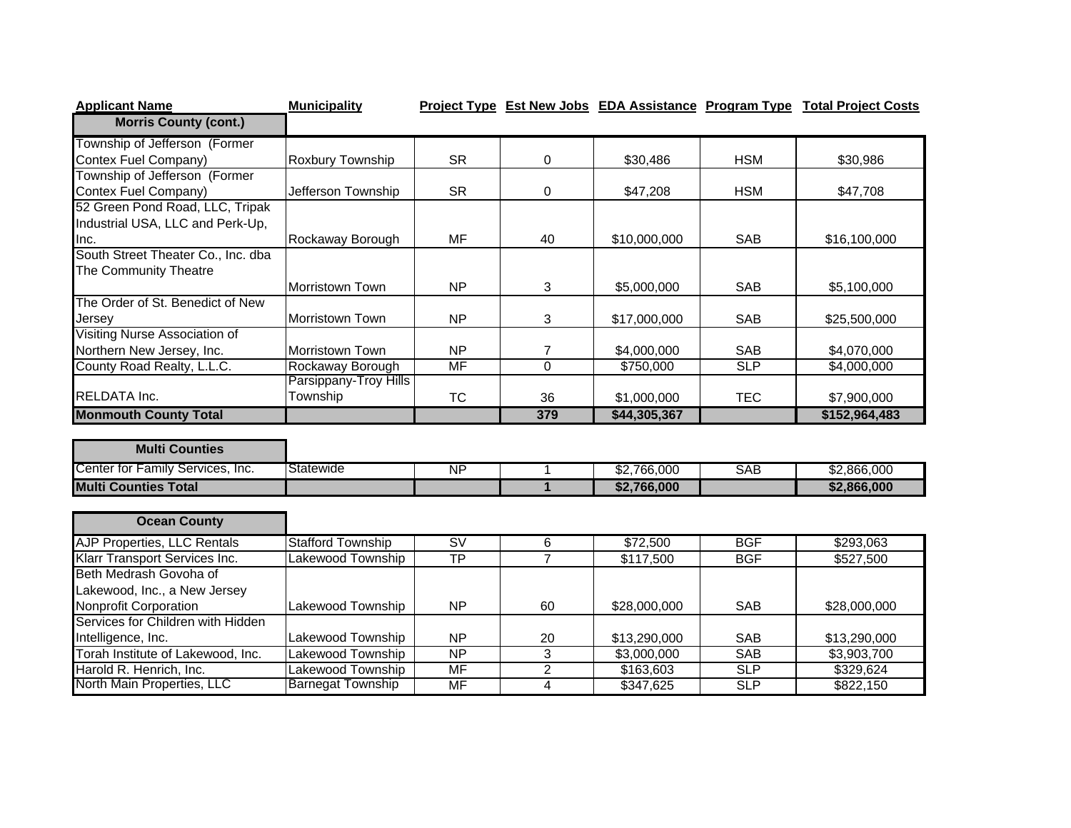| Applicant Name | Municipality | Project Type | Est New Jobs | EDA Assistance | Program Type | Total Project Costs |
|---|---|---|---|---|---|---|
| **Morris County (cont.)** | | | | | | |
| Township of Jefferson (Former Contex Fuel Company) | Roxbury Township | SR | 0 | $30,486 | HSM | $30,986 |
| Township of Jefferson (Former Contex Fuel Company) | Jefferson Township | SR | 0 | $47,208 | HSM | $47,708 |
| 52 Green Pond Road, LLC, Tripak Industrial USA, LLC and Perk-Up, Inc. | Rockaway Borough | MF | 40 | $10,000,000 | SAB | $16,100,000 |
| South Street Theater Co., Inc. dba The Community Theatre | Morristown Town | NP | 3 | $5,000,000 | SAB | $5,100,000 |
| The Order of St. Benedict of New Jersey | Morristown Town | NP | 3 | $17,000,000 | SAB | $25,500,000 |
| Visiting Nurse Association of Northern New Jersey, Inc. | Morristown Town | NP | 7 | $4,000,000 | SAB | $4,070,000 |
| County Road Realty, L.L.C. | Rockaway Borough | MF | 0 | $750,000 | SLP | $4,000,000 |
| RELDATA Inc. | Parsippany-Troy Hills Township | TC | 36 | $1,000,000 | TEC | $7,900,000 |
| **Monmouth County Total** | | | **379** | **$44,305,367** | | **$152,964,483** |
| | | | | | | |
| **Multi Counties** | | | | | | |
| Center for Family Services, Inc. | Statewide | NP | 1 | $2,766,000 | SAB | $2,866,000 |
| **Multi Counties Total** | | | **1** | **$2,766,000** | | **$2,866,000** |
| | | | | | | |
| **Ocean County** | | | | | | |
| AJP Properties, LLC Rentals | Stafford Township | SV | 6 | $72,500 | BGF | $293,063 |
| Klarr Transport Services Inc. | Lakewood Township | TP | 7 | $117,500 | BGF | $527,500 |
| Beth Medrash Govoha of Lakewood, Inc., a New Jersey Nonprofit Corporation | Lakewood Township | NP | 60 | $28,000,000 | SAB | $28,000,000 |
| Services for Children with Hidden Intelligence, Inc. | Lakewood Township | NP | 20 | $13,290,000 | SAB | $13,290,000 |
| Torah Institute of Lakewood, Inc. | Lakewood Township | NP | 3 | $3,000,000 | SAB | $3,903,700 |
| Harold R. Henrich, Inc. | Lakewood Township | MF | 2 | $163,603 | SLP | $329,624 |
| North Main Properties, LLC | Barnegat Township | MF | 4 | $347,625 | SLP | $822,150 |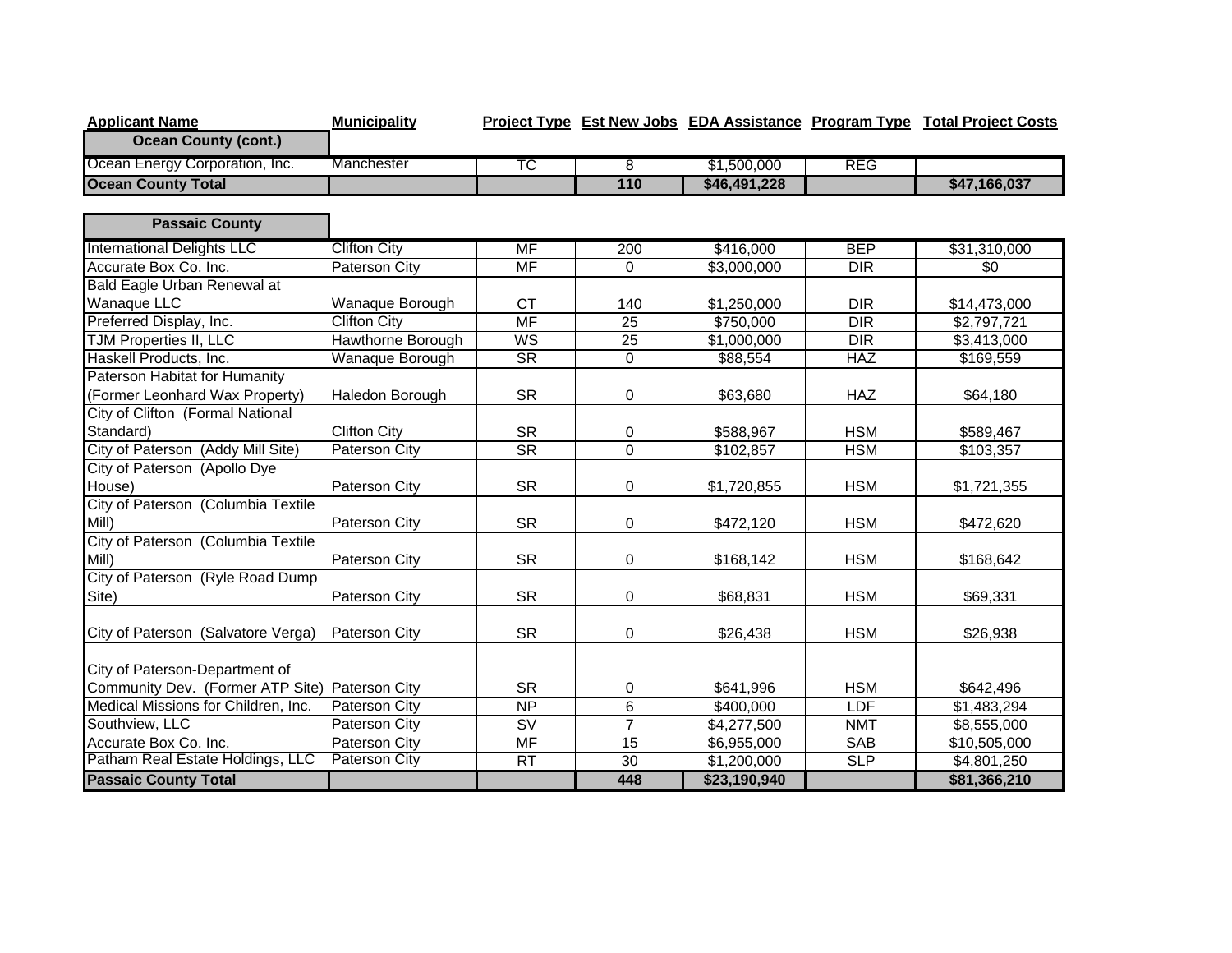| Applicant Name | Municipality | Project Type | Est New Jobs | EDA Assistance | Program Type | Total Project Costs |
|---|---|---|---|---|---|---|
| **Ocean County (cont.)** | | | | | | |
| Ocean Energy Corporation, Inc. | Manchester | TC | 8 | $1,500,000 | REG | |
| **Ocean County Total** | | | **110** | **$46,491,228** | | **$47,166,037** |
| | | | | | | |
| **Passaic County** | | | | | | |
| International Delights LLC | Clifton City | MF | 200 | $416,000 | BEP | $31,310,000 |
| Accurate Box Co. Inc. | Paterson City | MF | 0 | $3,000,000 | DIR | $0 |
| Bald Eagle Urban Renewal at Wanaque LLC | Wanaque Borough | CT | 140 | $1,250,000 | DIR | $14,473,000 |
| Preferred Display, Inc. | Clifton City | MF | 25 | $750,000 | DIR | $2,797,721 |
| TJM Properties II, LLC | Hawthorne Borough | WS | 25 | $1,000,000 | DIR | $3,413,000 |
| Haskell Products, Inc. | Wanaque Borough | SR | 0 | $88,554 | HAZ | $169,559 |
| Paterson Habitat for Humanity (Former Leonhard Wax Property) | Haledon Borough | SR | 0 | $63,680 | HAZ | $64,180 |
| City of Clifton (Formal National Standard) | Clifton City | SR | 0 | $588,967 | HSM | $589,467 |
| City of Paterson (Addy Mill Site) | Paterson City | SR | 0 | $102,857 | HSM | $103,357 |
| City of Paterson (Apollo Dye House) | Paterson City | SR | 0 | $1,720,855 | HSM | $1,721,355 |
| City of Paterson (Columbia Textile Mill) | Paterson City | SR | 0 | $472,120 | HSM | $472,620 |
| City of Paterson (Columbia Textile Mill) | Paterson City | SR | 0 | $168,142 | HSM | $168,642 |
| City of Paterson (Ryle Road Dump Site) | Paterson City | SR | 0 | $68,831 | HSM | $69,331 |
| City of Paterson (Salvatore Verga) | Paterson City | SR | 0 | $26,438 | HSM | $26,938 |
| City of Paterson-Department of Community Dev. (Former ATP Site) | Paterson City | SR | 0 | $641,996 | HSM | $642,496 |
| Medical Missions for Children, Inc. | Paterson City | NP | 6 | $400,000 | LDF | $1,483,294 |
| Southview, LLC | Paterson City | SV | 7 | $4,277,500 | NMT | $8,555,000 |
| Accurate Box Co. Inc. | Paterson City | MF | 15 | $6,955,000 | SAB | $10,505,000 |
| Patham Real Estate Holdings, LLC | Paterson City | RT | 30 | $1,200,000 | SLP | $4,801,250 |
| **Passaic County Total** | | | **448** | **$23,190,940** | | **$81,366,210** |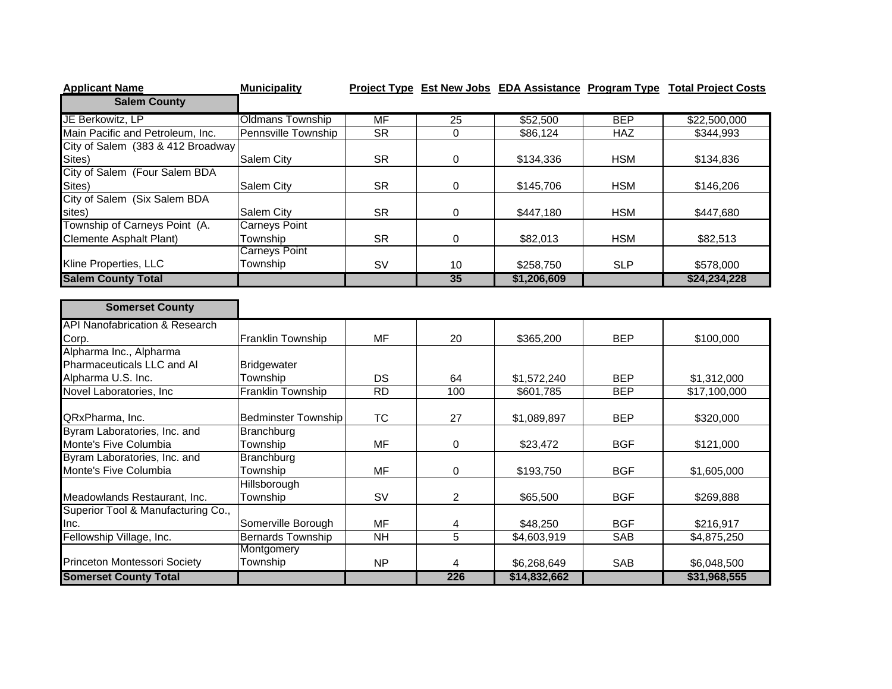| Applicant Name | Municipality | Project Type | Est New Jobs | EDA Assistance | Program Type | Total Project Costs |
|---|---|---|---|---|---|---|
| **Salem County** | | | | | | |
| JE Berkowitz, LP | Oldmans Township | MF | 25 | $52,500 | BEP | $22,500,000 |
| Main Pacific and Petroleum, Inc. | Pennsville Township | SR | 0 | $86,124 | HAZ | $344,993 |
| City of Salem (383 & 412 Broadway Sites) | Salem City | SR | 0 | $134,336 | HSM | $134,836 |
| City of Salem (Four Salem BDA Sites) | Salem City | SR | 0 | $145,706 | HSM | $146,206 |
| City of Salem (Six Salem BDA sites) | Salem City | SR | 0 | $447,180 | HSM | $447,680 |
| Township of Carneys Point (A. Clemente Asphalt Plant) | Carneys Point Township | SR | 0 | $82,013 | HSM | $82,513 |
| Kline Properties, LLC | Carneys Point Township | SV | 10 | $258,750 | SLP | $578,000 |
| **Salem County Total** | | | **35** | **$1,206,609** | | **$24,234,228** |
| | | | | | | |
| **Somerset County** | | | | | | |
| API Nanofabrication & Research Corp. | Franklin Township | MF | 20 | $365,200 | BEP | $100,000 |
| Alpharma Inc., Alpharma Pharmaceuticals LLC and Al Alpharma U.S. Inc. | Bridgewater Township | DS | 64 | $1,572,240 | BEP | $1,312,000 |
| Novel Laboratories, Inc | Franklin Township | RD | 100 | $601,785 | BEP | $17,100,000 |
| QRxPharma, Inc. | Bedminster Township | TC | 27 | $1,089,897 | BEP | $320,000 |
| Byram Laboratories, Inc. and Monte's Five Columbia | Branchburg Township | MF | 0 | $23,472 | BGF | $121,000 |
| Byram Laboratories, Inc. and Monte's Five Columbia | Branchburg Township | MF | 0 | $193,750 | BGF | $1,605,000 |
| Meadowlands Restaurant, Inc. | Hillsborough Township | SV | 2 | $65,500 | BGF | $269,888 |
| Superior Tool & Manufacturing Co., Inc. | Somerville Borough | MF | 4 | $48,250 | BGF | $216,917 |
| Fellowship Village, Inc. | Bernards Township | NH | 5 | $4,603,919 | SAB | $4,875,250 |
| Princeton Montessori Society | Montgomery Township | NP | 4 | $6,268,649 | SAB | $6,048,500 |
| **Somerset County Total** | | | **226** | **$14,832,662** | | **$31,968,555** |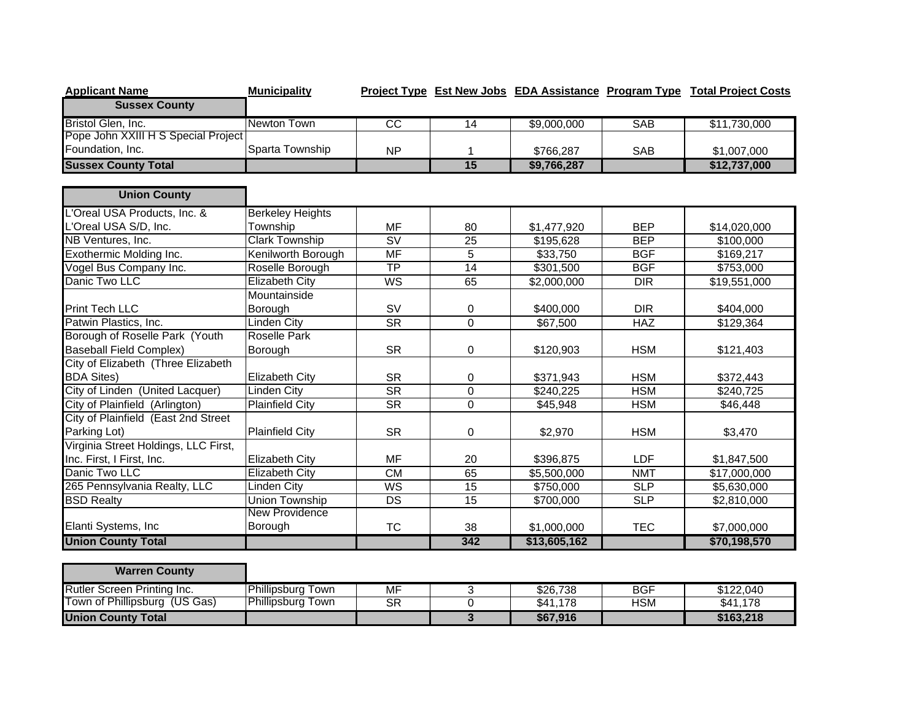| Applicant Name | Municipality | Project Type | Est New Jobs | EDA Assistance | Program Type | Total Project Costs |
|---|---|---|---|---|---|---|
| **Sussex County** | | | | | | |
| Bristol Glen, Inc. | Newton Town | CC | 14 | $9,000,000 | SAB | $11,730,000 |
| Pope John XXIII H S Special Project Foundation, Inc. | Sparta Township | NP | 1 | $766,287 | SAB | $1,007,000 |
| **Sussex County Total** | | | **15** | **$9,766,287** | | **$12,737,000** |
| **Union County** | | | | | | |
| L'Oreal USA Products, Inc. & L'Oreal USA S/D, Inc. | Berkeley Heights Township | MF | 80 | $1,477,920 | BEP | $14,020,000 |
| NB Ventures, Inc. | Clark Township | SV | 25 | $195,628 | BEP | $100,000 |
| Exothermic Molding Inc. | Kenilworth Borough | MF | 5 | $33,750 | BGF | $169,217 |
| Vogel Bus Company Inc. | Roselle Borough | TP | 14 | $301,500 | BGF | $753,000 |
| Danic Two LLC | Elizabeth City | WS | 65 | $2,000,000 | DIR | $19,551,000 |
| Print Tech LLC | Mountainside Borough | SV | 0 | $400,000 | DIR | $404,000 |
| Patwin Plastics, Inc. | Linden City | SR | 0 | $67,500 | HAZ | $129,364 |
| Borough of Roselle Park (Youth Baseball Field Complex) | Roselle Park Borough | SR | 0 | $120,903 | HSM | $121,403 |
| City of Elizabeth (Three Elizabeth BDA Sites) | Elizabeth City | SR | 0 | $371,943 | HSM | $372,443 |
| City of Linden (United Lacquer) | Linden City | SR | 0 | $240,225 | HSM | $240,725 |
| City of Plainfield (Arlington) | Plainfield City | SR | 0 | $45,948 | HSM | $46,448 |
| City of Plainfield (East 2nd Street Parking Lot) | Plainfield City | SR | 0 | $2,970 | HSM | $3,470 |
| Virginia Street Holdings, LLC First, Inc. First, I First, Inc. | Elizabeth City | MF | 20 | $396,875 | LDF | $1,847,500 |
| Danic Two LLC | Elizabeth City | CM | 65 | $5,500,000 | NMT | $17,000,000 |
| 265 Pennsylvania Realty, LLC | Linden City | WS | 15 | $750,000 | SLP | $5,630,000 |
| BSD Realty | Union Township | DS | 15 | $700,000 | SLP | $2,810,000 |
| Elanti Systems, Inc | New Providence Borough | TC | 38 | $1,000,000 | TEC | $7,000,000 |
| **Union County Total** | | | **342** | **$13,605,162** | | **$70,198,570** |
| **Warren County** | | | | | | |
| Rutler Screen Printing Inc. | Phillipsburg Town | MF | 3 | $26,738 | BGF | $122,040 |
| Town of Phillipsburg (US Gas) | Phillipsburg Town | SR | 0 | $41,178 | HSM | $41,178 |
| **Union County Total** | | | **3** | **$67,916** | | **$163,218** |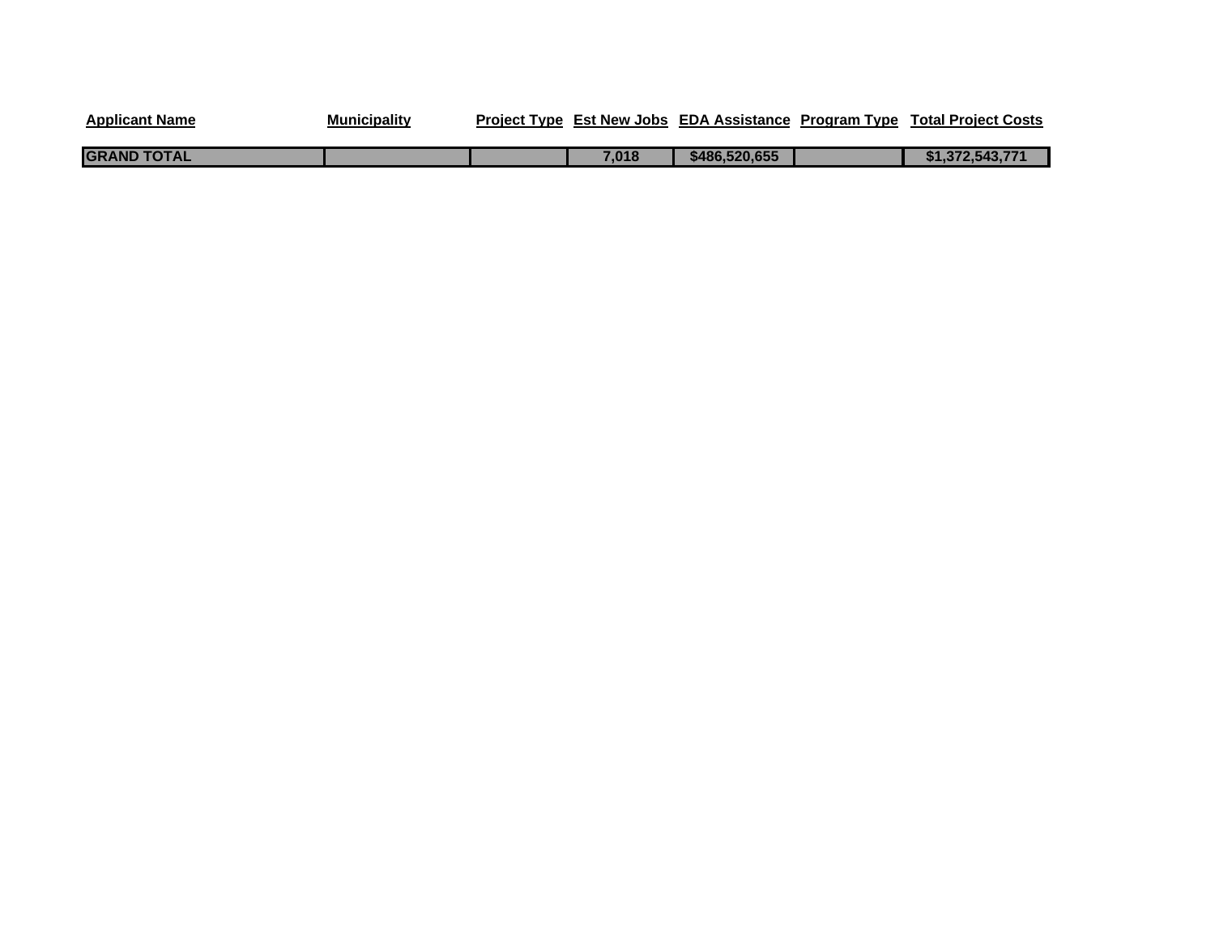| Applicant Name | Municipality | Project Type | Est New Jobs | EDA Assistance | Program Type | Total Project Costs |
| --- | --- | --- | --- | --- | --- | --- |
| **GRAND TOTAL** | | | **7,018** | **$486,520,655** | | **$1,372,543,771** |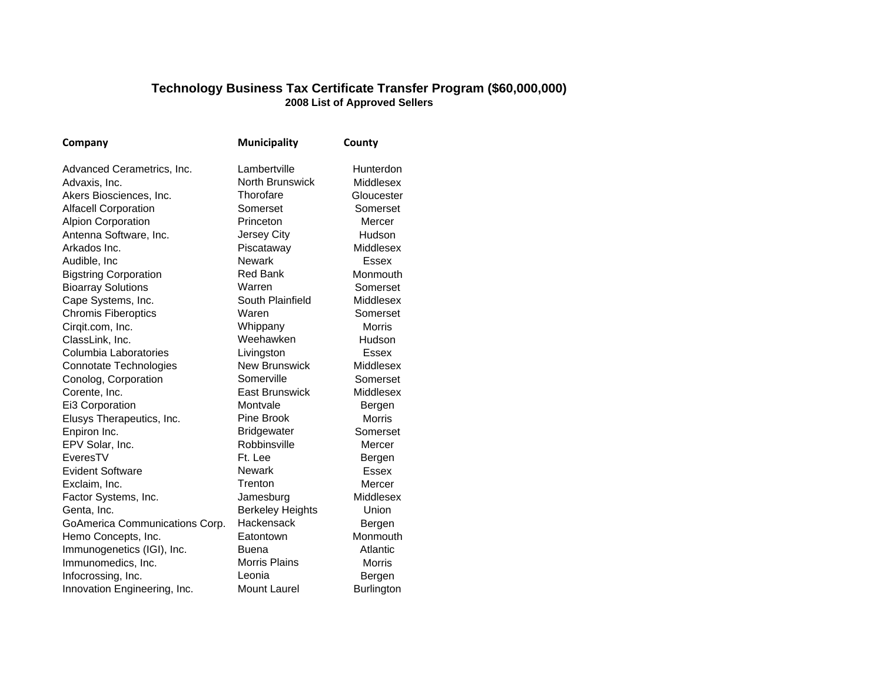## Technology Business Tax Certificate Transfer Program ($60,000,000)

### 2008 List of Approved Sellers

| Company | Municipality | County |
|---|---|---|
| Advanced Cerametrics, Inc. | Lambertville | Hunterdon |
| Advaxis, Inc. | North Brunswick | Middlesex |
| Akers Biosciences, Inc. | Thorofare | Gloucester |
| Alfacell Corporation | Somerset | Somerset |
| Alpion Corporation | Princeton | Mercer |
| Antenna Software, Inc. | Jersey City | Hudson |
| Arkados Inc. | Piscataway | Middlesex |
| Audible, Inc | Newark | Essex |
| Bigstring Corporation | Red Bank | Monmouth |
| Bioarray Solutions | Warren | Somerset |
| Cape Systems, Inc. | South Plainfield | Middlesex |
| Chromis Fiberoptics | Waren | Somerset |
| Cirqit.com, Inc. | Whippany | Morris |
| ClassLink, Inc. | Weehawken | Hudson |
| Columbia Laboratories | Livingston | Essex |
| Connotate Technologies | New Brunswick | Middlesex |
| Conolog, Corporation | Somerville | Somerset |
| Corente, Inc. | East Brunswick | Middlesex |
| Ei3 Corporation | Montvale | Bergen |
| Elusys Therapeutics, Inc. | Pine Brook | Morris |
| Enpiron Inc. | Bridgewater | Somerset |
| EPV Solar, Inc. | Robbinsville | Mercer |
| EveresTV | Ft. Lee | Bergen |
| Evident Software | Newark | Essex |
| Exclaim, Inc. | Trenton | Mercer |
| Factor Systems, Inc. | Jamesburg | Middlesex |
| Genta, Inc. | Berkeley Heights | Union |
| GoAmerica Communications Corp. | Hackensack | Bergen |
| Hemo Concepts, Inc. | Eatontown | Monmouth |
| Immunogenetics (IGI), Inc. | Buena | Atlantic |
| Immunomedics, Inc. | Morris Plains | Morris |
| Infocrossing, Inc. | Leonia | Bergen |
| Innovation Engineering, Inc. | Mount Laurel | Burlington |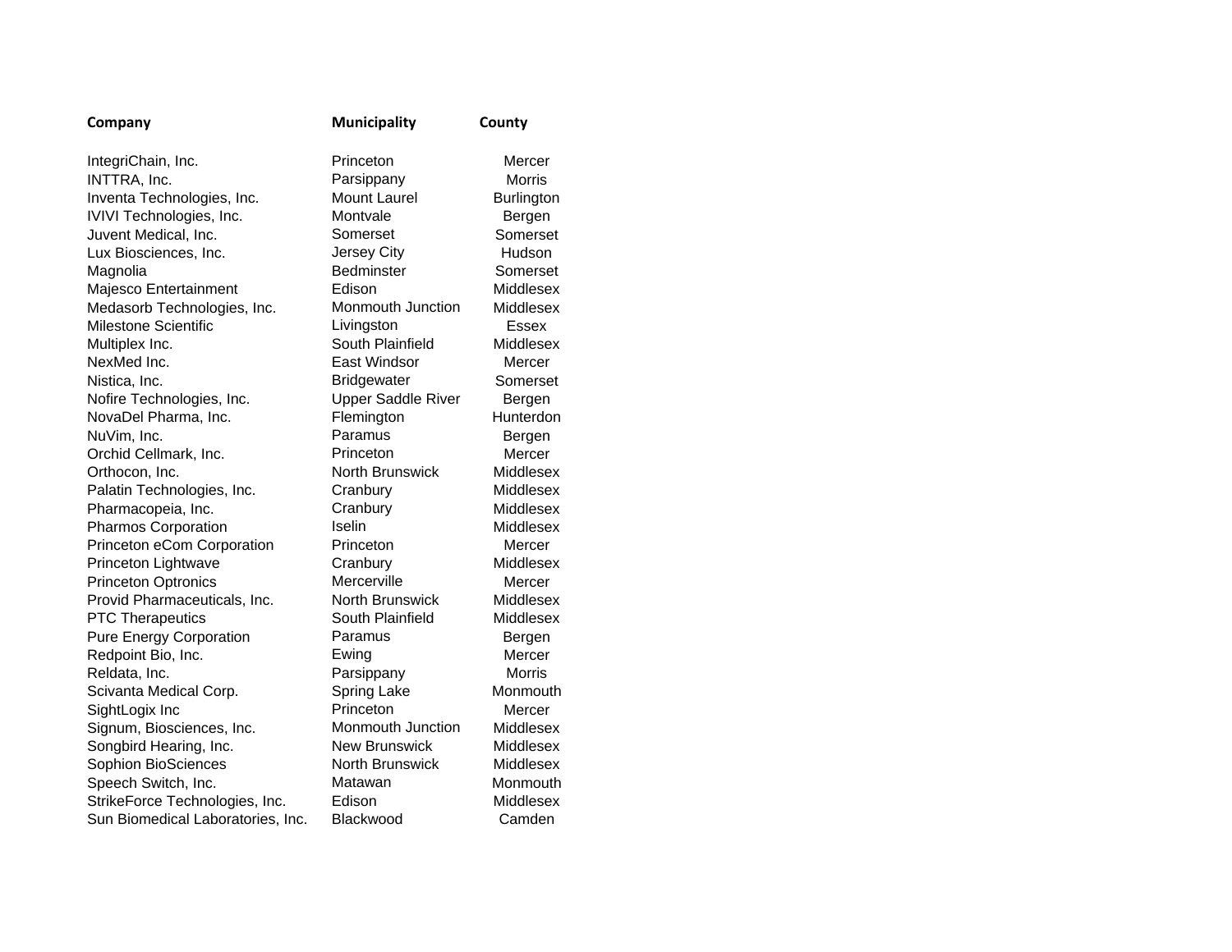| Company | Municipality | County |
|---|---|---|
| IntegriChain, Inc. | Princeton | Mercer |
| INTTRA, Inc. | Parsippany | Morris |
| Inventa Technologies, Inc. | Mount Laurel | Burlington |
| IVIVI Technologies, Inc. | Montvale | Bergen |
| Juvent Medical, Inc. | Somerset | Somerset |
| Lux Biosciences, Inc. | Jersey City | Hudson |
| Magnolia | Bedminster | Somerset |
| Majesco Entertainment | Edison | Middlesex |
| Medasorb Technologies, Inc. | Monmouth Junction | Middlesex |
| Milestone Scientific | Livingston | Essex |
| Multiplex Inc. | South Plainfield | Middlesex |
| NexMed Inc. | East Windsor | Mercer |
| Nistica, Inc. | Bridgewater | Somerset |
| Nofire Technologies, Inc. | Upper Saddle River | Bergen |
| NovaDel Pharma, Inc. | Flemington | Hunterdon |
| NuVim, Inc. | Paramus | Bergen |
| Orchid Cellmark, Inc. | Princeton | Mercer |
| Orthocon, Inc. | North Brunswick | Middlesex |
| Palatin Technologies, Inc. | Cranbury | Middlesex |
| Pharmacopeia, Inc. | Cranbury | Middlesex |
| Pharmos Corporation | Iselin | Middlesex |
| Princeton eCom Corporation | Princeton | Mercer |
| Princeton Lightwave | Cranbury | Middlesex |
| Princeton Optronics | Mercerville | Mercer |
| Provid Pharmaceuticals, Inc. | North Brunswick | Middlesex |
| PTC Therapeutics | South Plainfield | Middlesex |
| Pure Energy Corporation | Paramus | Bergen |
| Redpoint Bio, Inc. | Ewing | Mercer |
| Reldata, Inc. | Parsippany | Morris |
| Scivanta Medical Corp. | Spring Lake | Monmouth |
| SightLogix Inc | Princeton | Mercer |
| Signum, Biosciences, Inc. | Monmouth Junction | Middlesex |
| Songbird Hearing, Inc. | New Brunswick | Middlesex |
| Sophion BioSciences | North Brunswick | Middlesex |
| Speech Switch, Inc. | Matawan | Monmouth |
| StrikeForce Technologies, Inc. | Edison | Middlesex |
| Sun Biomedical Laboratories, Inc. | Blackwood | Camden |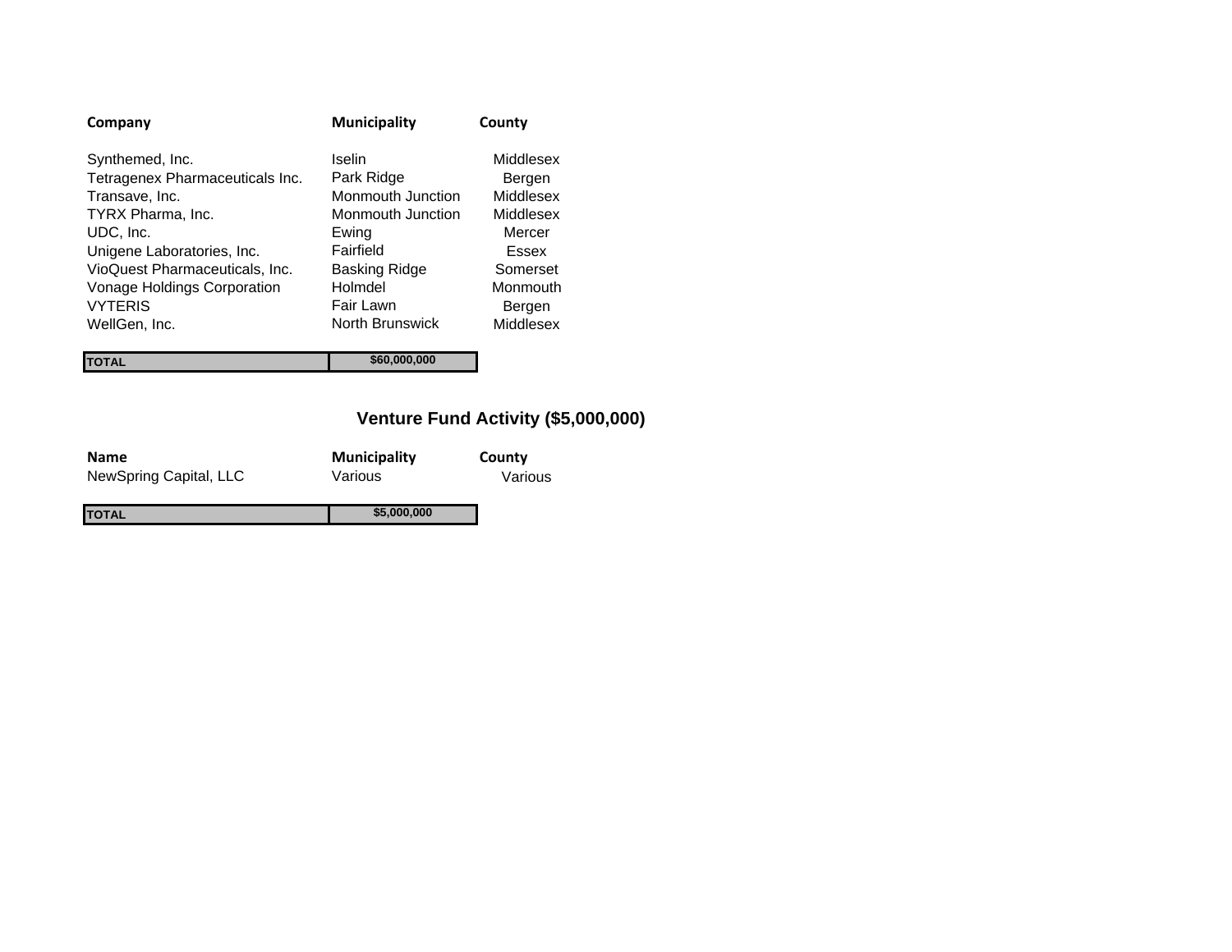| Company | Municipality | County |
|---|---|---|
| Synthemed, Inc. | Iselin | Middlesex |
| Tetragenex Pharmaceuticals Inc. | Park Ridge | Bergen |
| Transave, Inc. | Monmouth Junction | Middlesex |
| TYRX Pharma, Inc. | Monmouth Junction | Middlesex |
| UDC, Inc. | Ewing | Mercer |
| Unigene Laboratories, Inc. | Fairfield | Essex |
| VioQuest Pharmaceuticals, Inc. | Basking Ridge | Somerset |
| Vonage Holdings Corporation | Holmdel | Monmouth |
| VYTERIS | Fair Lawn | Bergen |
| WellGen, Inc. | North Brunswick | Middlesex |
| **TOTAL** | **$60,000,000** | |

## Venture Fund Activity ($5,000,000)

| Name | Municipality | County |
|---|---|---|
| NewSpring Capital, LLC | Various | Various |
| **TOTAL** | **$5,000,000** | |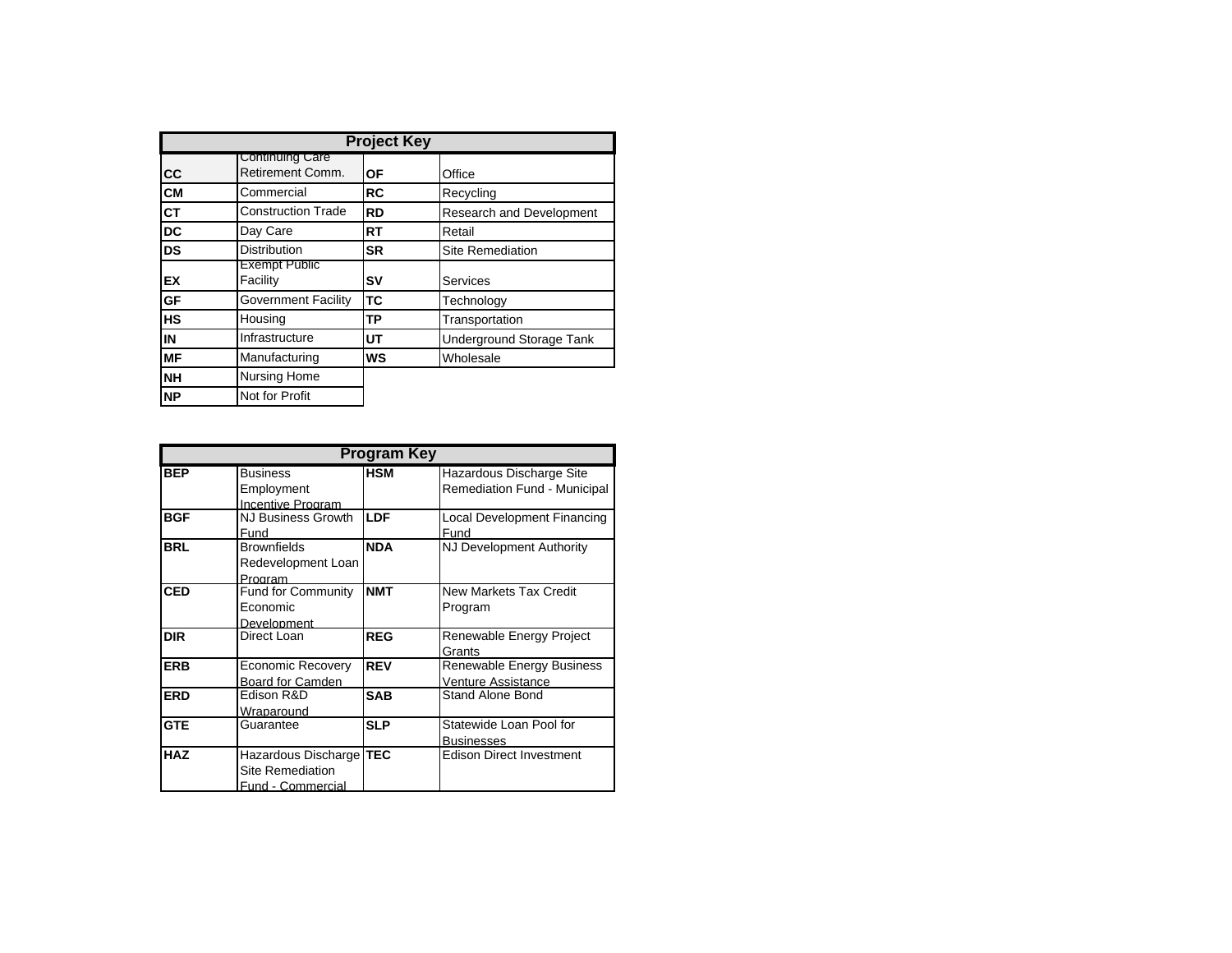## Project Key

| | | | |
|---|---|---|---|
| **CC** | Continuing Care Retirement Comm. | **OF** | Office |
| **CM** | Commercial | **RC** | Recycling |
| **CT** | Construction Trade | **RD** | Research and Development |
| **DC** | Day Care | **RT** | Retail |
| **DS** | Distribution | **SR** | Site Remediation |
| **EX** | Exempt Public Facility | **SV** | Services |
| **GF** | Government Facility | **TC** | Technology |
| **HS** | Housing | **TP** | Transportation |
| **IN** | Infrastructure | **UT** | Underground Storage Tank |
| **MF** | Manufacturing | **WS** | Wholesale |
| **NH** | Nursing Home | | |
| **NP** | Not for Profit | | |

## Program Key

| | | | |
|---|---|---|---|
| **BEP** | Business Employment Incentive Program | **HSM** | Hazardous Discharge Site Remediation Fund - Municipal |
| **BGF** | NJ Business Growth Fund | **LDF** | Local Development Financing Fund |
| **BRL** | Brownfields Redevelopment Loan Program | **NDA** | NJ Development Authority |
| **CED** | Fund for Community Economic Development | **NMT** | New Markets Tax Credit Program |
| **DIR** | Direct Loan | **REG** | Renewable Energy Project Grants |
| **ERB** | Economic Recovery Board for Camden | **REV** | Renewable Energy Business Venture Assistance |
| **ERD** | Edison R&D Wraparound | **SAB** | Stand Alone Bond |
| **GTE** | Guarantee | **SLP** | Statewide Loan Pool for Businesses |
| **HAZ** | Hazardous Discharge Site Remediation Fund - Commercial | **TEC** | Edison Direct Investment |